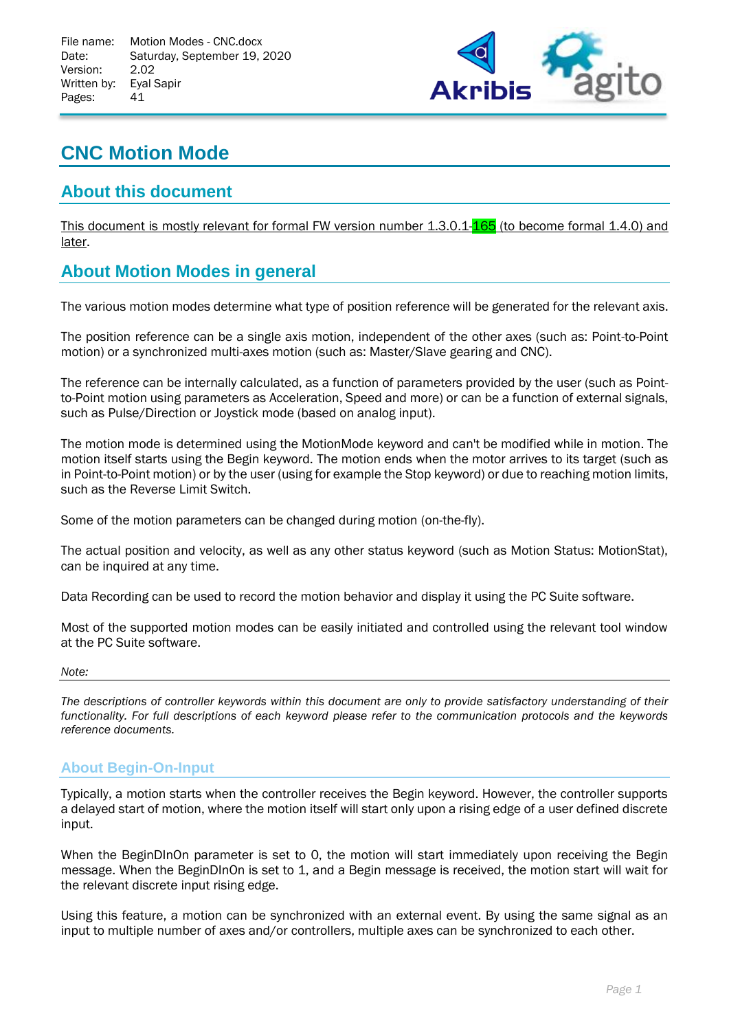File name: Motion Modes - CNC.docx
Date: Saturday, September 19, 2020
Version: 2.02
Written by: Eyal Sapir
Pages: 41

# CNC Motion Mode

## About this document

This document is mostly relevant for formal FW version number 1.3.0.1-165 (to become formal 1.4.0) and later.

## About Motion Modes in general

The various motion modes determine what type of position reference will be generated for the relevant axis.

The position reference can be a single axis motion, independent of the other axes (such as: Point-to-Point motion) or a synchronized multi-axes motion (such as: Master/Slave gearing and CNC).

The reference can be internally calculated, as a function of parameters provided by the user (such as Point-to-Point motion using parameters as Acceleration, Speed and more) or can be a function of external signals, such as Pulse/Direction or Joystick mode (based on analog input).

The motion mode is determined using the MotionMode keyword and can't be modified while in motion. The motion itself starts using the Begin keyword. The motion ends when the motor arrives to its target (such as in Point-to-Point motion) or by the user (using for example the Stop keyword) or due to reaching motion limits, such as the Reverse Limit Switch.

Some of the motion parameters can be changed during motion (on-the-fly).

The actual position and velocity, as well as any other status keyword (such as Motion Status: MotionStat), can be inquired at any time.

Data Recording can be used to record the motion behavior and display it using the PC Suite software.

Most of the supported motion modes can be easily initiated and controlled using the relevant tool window at the PC Suite software.

*Note:*

*The descriptions of controller keywords within this document are only to provide satisfactory understanding of their functionality. For full descriptions of each keyword please refer to the communication protocols and the keywords reference documents.*

### About Begin-On-Input

Typically, a motion starts when the controller receives the Begin keyword. However, the controller supports a delayed start of motion, where the motion itself will start only upon a rising edge of a user defined discrete input.

When the BeginDInOn parameter is set to 0, the motion will start immediately upon receiving the Begin message. When the BeginDInOn is set to 1, and a Begin message is received, the motion start will wait for the relevant discrete input rising edge.

Using this feature, a motion can be synchronized with an external event. By using the same signal as an input to multiple number of axes and/or controllers, multiple axes can be synchronized to each other.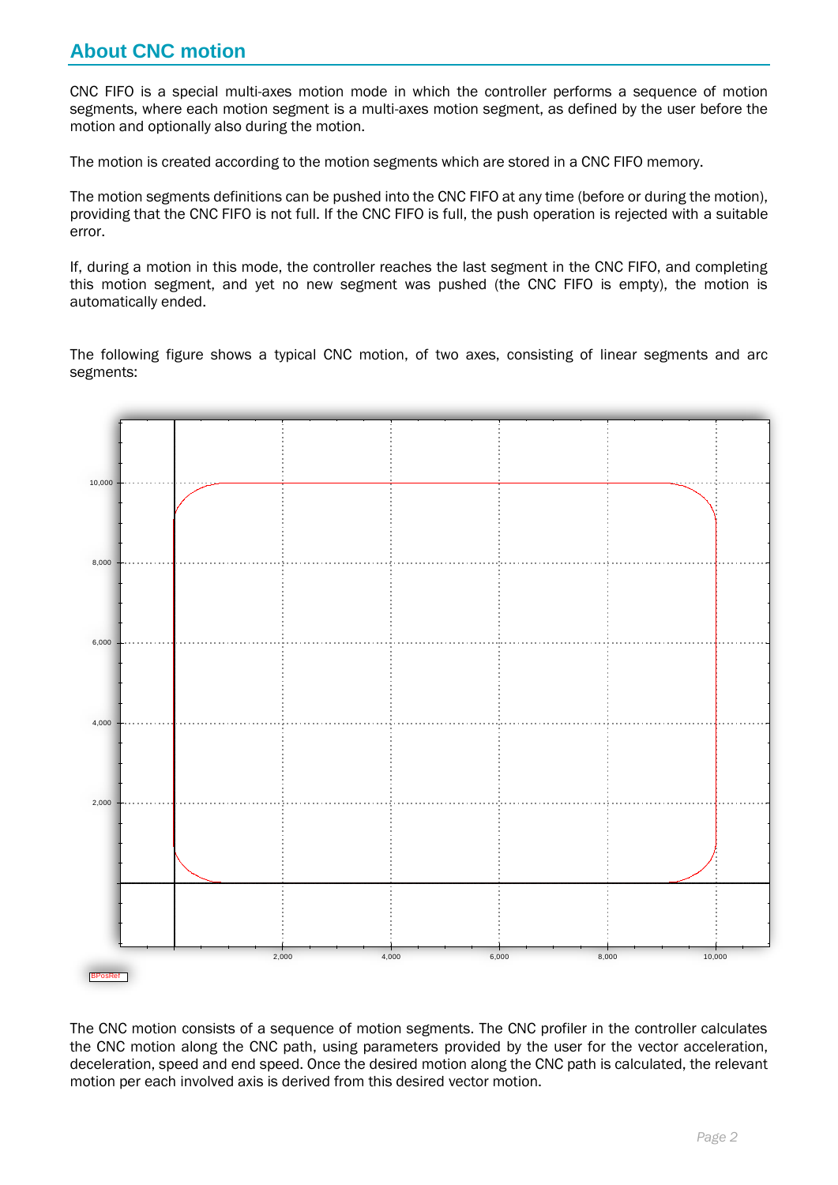## About CNC motion

CNC FIFO is a special multi-axes motion mode in which the controller performs a sequence of motion segments, where each motion segment is a multi-axes motion segment, as defined by the user before the motion and optionally also during the motion.

The motion is created according to the motion segments which are stored in a CNC FIFO memory.

The motion segments definitions can be pushed into the CNC FIFO at any time (before or during the motion), providing that the CNC FIFO is not full. If the CNC FIFO is full, the push operation is rejected with a suitable error.

If, during a motion in this mode, the controller reaches the last segment in the CNC FIFO, and completing this motion segment, and yet no new segment was pushed (the CNC FIFO is empty), the motion is automatically ended.

The following figure shows a typical CNC motion, of two axes, consisting of linear segments and arc segments:

The CNC motion consists of a sequence of motion segments. The CNC profiler in the controller calculates the CNC motion along the CNC path, using parameters provided by the user for the vector acceleration, deceleration, speed and end speed. Once the desired motion along the CNC path is calculated, the relevant motion per each involved axis is derived from this desired vector motion.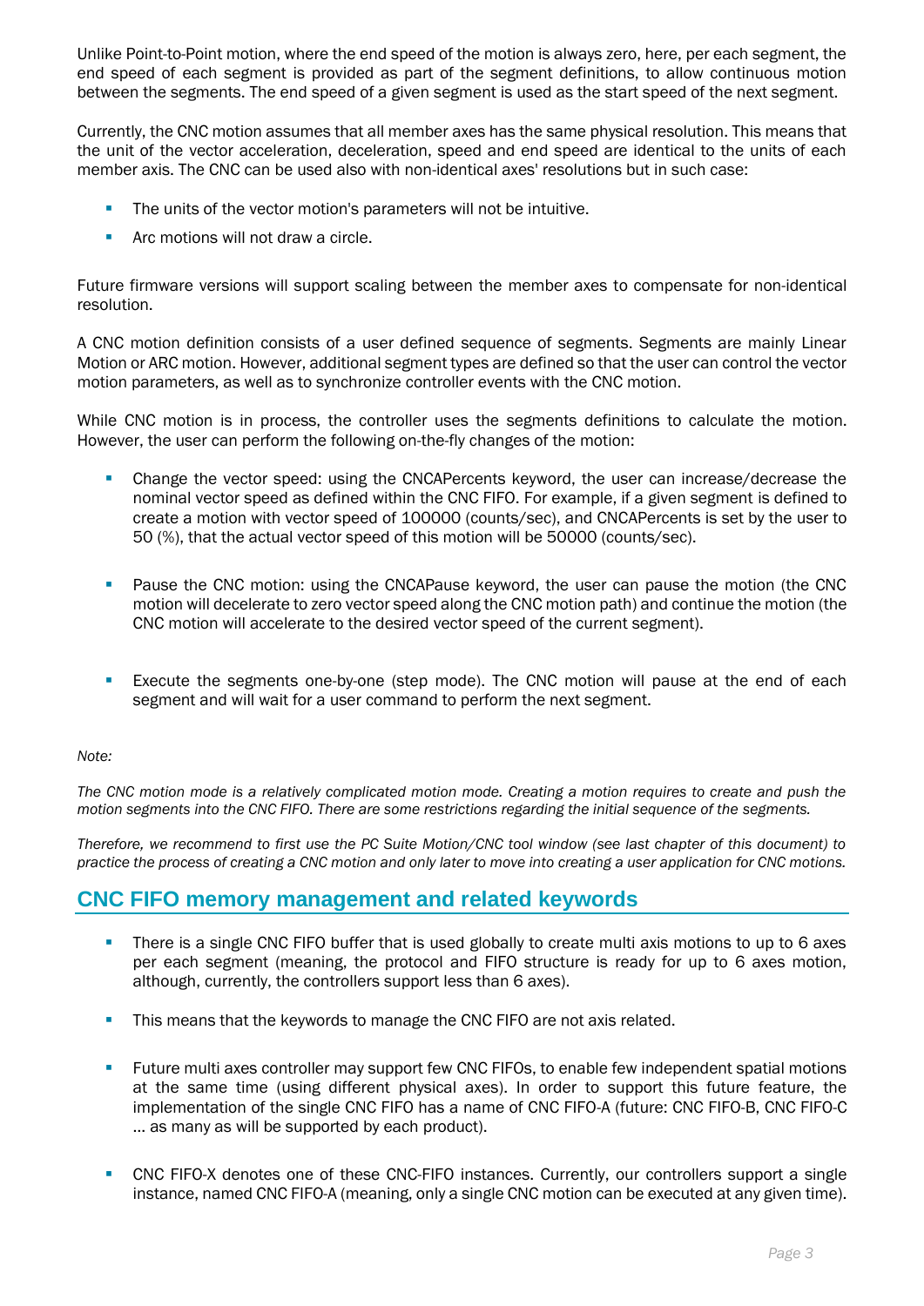Unlike Point-to-Point motion, where the end speed of the motion is always zero, here, per each segment, the end speed of each segment is provided as part of the segment definitions, to allow continuous motion between the segments. The end speed of a given segment is used as the start speed of the next segment.

Currently, the CNC motion assumes that all member axes has the same physical resolution. This means that the unit of the vector acceleration, deceleration, speed and end speed are identical to the units of each member axis. The CNC can be used also with non-identical axes' resolutions but in such case:

- The units of the vector motion's parameters will not be intuitive.
- Arc motions will not draw a circle.

Future firmware versions will support scaling between the member axes to compensate for non-identical resolution.

A CNC motion definition consists of a user defined sequence of segments. Segments are mainly Linear Motion or ARC motion. However, additional segment types are defined so that the user can control the vector motion parameters, as well as to synchronize controller events with the CNC motion.

While CNC motion is in process, the controller uses the segments definitions to calculate the motion. However, the user can perform the following on-the-fly changes of the motion:

- Change the vector speed: using the CNCAPercents keyword, the user can increase/decrease the nominal vector speed as defined within the CNC FIFO. For example, if a given segment is defined to create a motion with vector speed of 100000 (counts/sec), and CNCAPercents is set by the user to 50 (%), that the actual vector speed of this motion will be 50000 (counts/sec).

- Pause the CNC motion: using the CNCAPause keyword, the user can pause the motion (the CNC motion will decelerate to zero vector speed along the CNC motion path) and continue the motion (the CNC motion will accelerate to the desired vector speed of the current segment).

- Execute the segments one-by-one (step mode). The CNC motion will pause at the end of each segment and will wait for a user command to perform the next segment.

*Note:*

*The CNC motion mode is a relatively complicated motion mode. Creating a motion requires to create and push the motion segments into the CNC FIFO. There are some restrictions regarding the initial sequence of the segments.*

*Therefore, we recommend to first use the PC Suite Motion/CNC tool window (see last chapter of this document) to practice the process of creating a CNC motion and only later to move into creating a user application for CNC motions.*

## CNC FIFO memory management and related keywords

- There is a single CNC FIFO buffer that is used globally to create multi axis motions to up to 6 axes per each segment (meaning, the protocol and FIFO structure is ready for up to 6 axes motion, although, currently, the controllers support less than 6 axes).

- This means that the keywords to manage the CNC FIFO are not axis related.

- Future multi axes controller may support few CNC FIFOs, to enable few independent spatial motions at the same time (using different physical axes). In order to support this future feature, the implementation of the single CNC FIFO has a name of CNC FIFO-A (future: CNC FIFO-B, CNC FIFO-C … as many as will be supported by each product).

- CNC FIFO-X denotes one of these CNC-FIFO instances. Currently, our controllers support a single instance, named CNC FIFO-A (meaning, only a single CNC motion can be executed at any given time).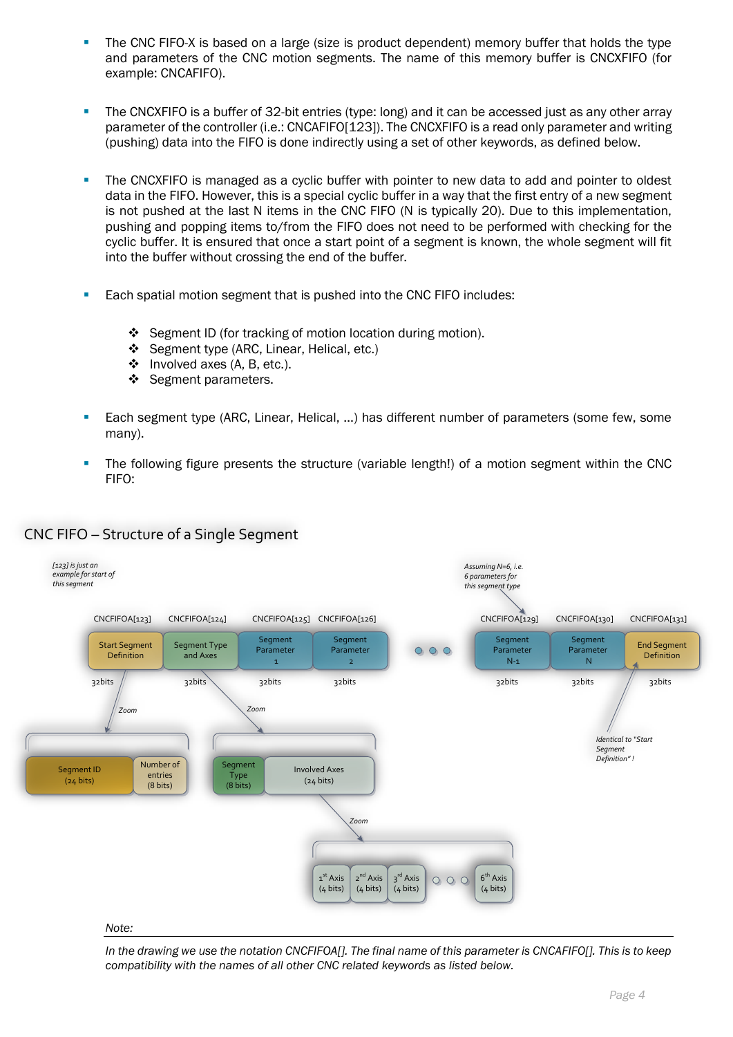- The CNC FIFO-X is based on a large (size is product dependent) memory buffer that holds the type and parameters of the CNC motion segments. The name of this memory buffer is CNCXFIFO (for example: CNCAFIFO).

- The CNCXFIFO is a buffer of 32-bit entries (type: long) and it can be accessed just as any other array parameter of the controller (i.e.: CNCAFIFO[123]). The CNCXFIFO is a read only parameter and writing (pushing) data into the FIFO is done indirectly using a set of other keywords, as defined below.

- The CNCXFIFO is managed as a cyclic buffer with pointer to new data to add and pointer to oldest data in the FIFO. However, this is a special cyclic buffer in a way that the first entry of a new segment is not pushed at the last N items in the CNC FIFO (N is typically 20). Due to this implementation, pushing and popping items to/from the FIFO does not need to be performed with checking for the cyclic buffer. It is ensured that once a start point of a segment is known, the whole segment will fit into the buffer without crossing the end of the buffer.

- Each spatial motion segment that is pushed into the CNC FIFO includes:

  - Segment ID (for tracking of motion location during motion).
  - Segment type (ARC, Linear, Helical, etc.)
  - Involved axes (A, B, etc.).
  - Segment parameters.

- Each segment type (ARC, Linear, Helical, ...) has different number of parameters (some few, some many).

- The following figure presents the structure (variable length!) of a motion segment within the CNC FIFO:

## CNC FIFO – Structure of a Single Segment

*[123] is just an example for start of this segment*

*Assuming N=6, i.e. 6 parameters for this segment type*

| CNCFIFOA[123] | CNCFIFOA[124] | CNCFIFOA[125] | CNCFIFOA[126] | ... | CNCFIFOA[129] | CNCFIFOA[130] | CNCFIFOA[131] |
|---|---|---|---|---|---|---|---|
| Start Segment Definition | Segment Type and Axes | Segment Parameter 1 | Segment Parameter 2 | ... | Segment Parameter N-1 | Segment Parameter N | End Segment Definition |
| 32bits | 32bits | 32bits | 32bits | | 32bits | 32bits | 32bits |

Start Segment Definition (Zoom):

| Segment ID (24 bits) | Number of entries (8 bits) |
|---|---|

Segment Type and Axes (Zoom):

| Segment Type (8 bits) | Involved Axes (24 bits) |
|---|---|

Involved Axes (Zoom):

| 1st Axis (4 bits) | 2nd Axis (4 bits) | 3rd Axis (4 bits) | ... | 6th Axis (4 bits) |
|---|---|---|---|---|

End Segment Definition: *Identical to "Start Segment Definition"!*

*Note:*

*In the drawing we use the notation CNCFIFOA[]. The final name of this parameter is CNCAFIFO[]. This is to keep compatibility with the names of all other CNC related keywords as listed below.*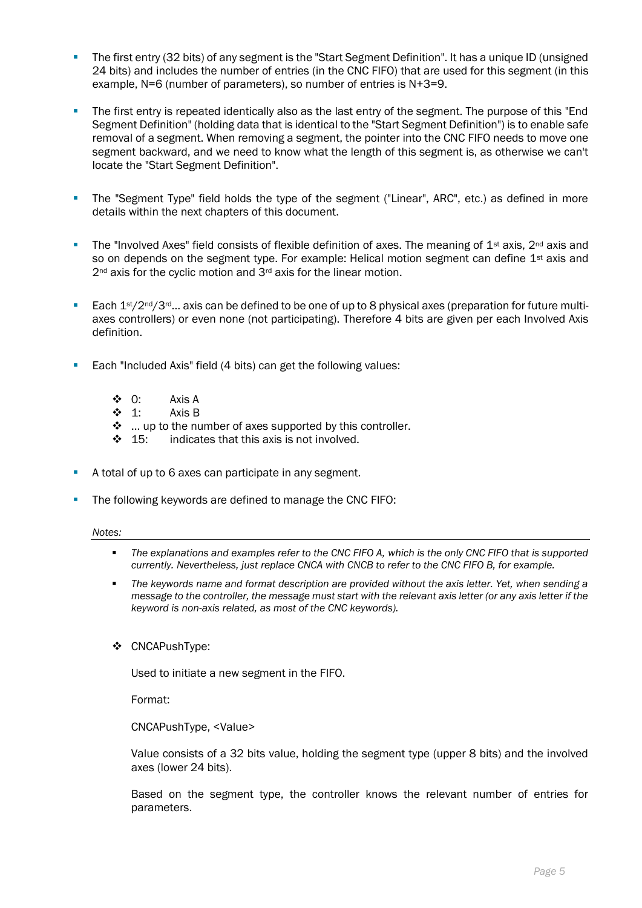- The first entry (32 bits) of any segment is the "Start Segment Definition". It has a unique ID (unsigned 24 bits) and includes the number of entries (in the CNC FIFO) that are used for this segment (in this example, N=6 (number of parameters), so number of entries is N+3=9.
- The first entry is repeated identically also as the last entry of the segment. The purpose of this "End Segment Definition" (holding data that is identical to the "Start Segment Definition") is to enable safe removal of a segment. When removing a segment, the pointer into the CNC FIFO needs to move one segment backward, and we need to know what the length of this segment is, as otherwise we can't locate the "Start Segment Definition".
- The "Segment Type" field holds the type of the segment ("Linear", ARC", etc.) as defined in more details within the next chapters of this document.
- The "Involved Axes" field consists of flexible definition of axes. The meaning of 1st axis, 2nd axis and so on depends on the segment type. For example: Helical motion segment can define 1st axis and 2nd axis for the cyclic motion and 3rd axis for the linear motion.
- Each 1st/2nd/3rd... axis can be defined to be one of up to 8 physical axes (preparation for future multi-axes controllers) or even none (not participating). Therefore 4 bits are given per each Involved Axis definition.
- Each "Included Axis" field (4 bits) can get the following values:
  - 0: Axis A
  - 1: Axis B
  - ... up to the number of axes supported by this controller.
  - 15: indicates that this axis is not involved.
- A total of up to 6 axes can participate in any segment.
- The following keywords are defined to manage the CNC FIFO:

*Notes:*

- *The explanations and examples refer to the CNC FIFO A, which is the only CNC FIFO that is supported currently. Nevertheless, just replace CNCA with CNCB to refer to the CNC FIFO B, for example.*
- *The keywords name and format description are provided without the axis letter. Yet, when sending a message to the controller, the message must start with the relevant axis letter (or any axis letter if the keyword is non-axis related, as most of the CNC keywords).*

- CNCAPushType:

  Used to initiate a new segment in the FIFO.

  Format:

  CNCAPushType, <Value>

  Value consists of a 32 bits value, holding the segment type (upper 8 bits) and the involved axes (lower 24 bits).

  Based on the segment type, the controller knows the relevant number of entries for parameters.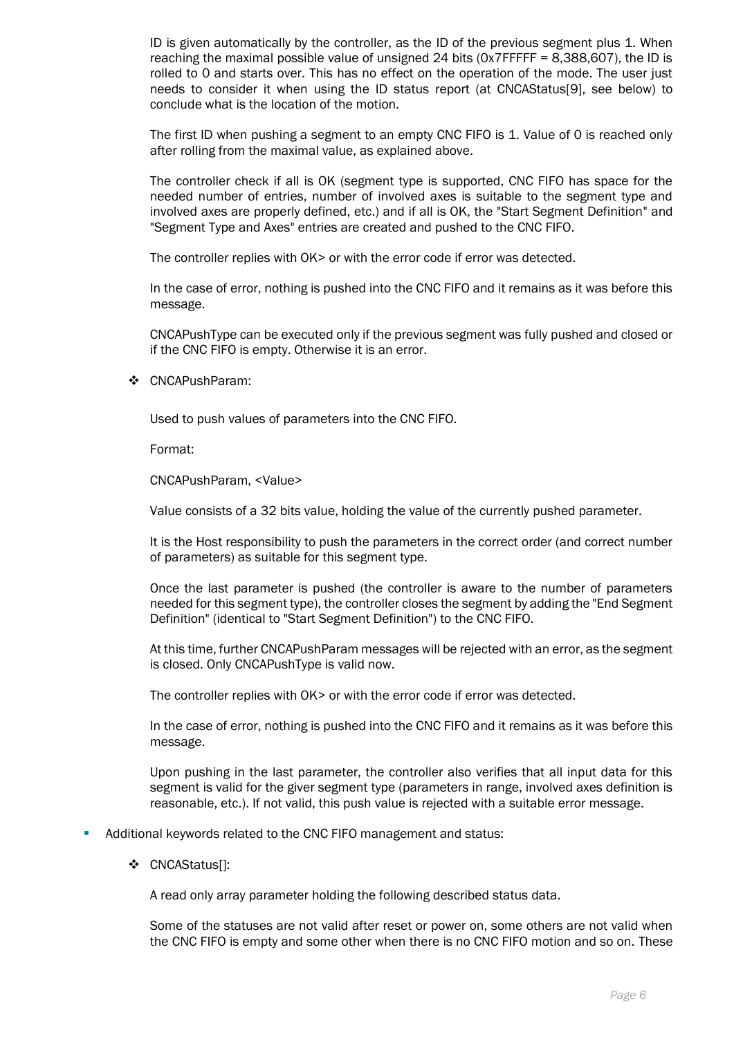ID is given automatically by the controller, as the ID of the previous segment plus 1. When reaching the maximal possible value of unsigned 24 bits (0x7FFFFF = 8,388,607), the ID is rolled to 0 and starts over. This has no effect on the operation of the mode. The user just needs to consider it when using the ID status report (at CNCAStatus[9], see below) to conclude what is the location of the motion.

The first ID when pushing a segment to an empty CNC FIFO is 1. Value of 0 is reached only after rolling from the maximal value, as explained above.

The controller check if all is OK (segment type is supported, CNC FIFO has space for the needed number of entries, number of involved axes is suitable to the segment type and involved axes are properly defined, etc.) and if all is OK, the "Start Segment Definition" and "Segment Type and Axes" entries are created and pushed to the CNC FIFO.

The controller replies with OK> or with the error code if error was detected.

In the case of error, nothing is pushed into the CNC FIFO and it remains as it was before this message.

CNCAPushType can be executed only if the previous segment was fully pushed and closed or if the CNC FIFO is empty. Otherwise it is an error.

- CNCAPushParam:

  Used to push values of parameters into the CNC FIFO.

  Format:

  CNCAPushParam, <Value>

  Value consists of a 32 bits value, holding the value of the currently pushed parameter.

  It is the Host responsibility to push the parameters in the correct order (and correct number of parameters) as suitable for this segment type.

  Once the last parameter is pushed (the controller is aware to the number of parameters needed for this segment type), the controller closes the segment by adding the "End Segment Definition" (identical to "Start Segment Definition") to the CNC FIFO.

  At this time, further CNCAPushParam messages will be rejected with an error, as the segment is closed. Only CNCAPushType is valid now.

  The controller replies with OK> or with the error code if error was detected.

  In the case of error, nothing is pushed into the CNC FIFO and it remains as it was before this message.

  Upon pushing in the last parameter, the controller also verifies that all input data for this segment is valid for the giver segment type (parameters in range, involved axes definition is reasonable, etc.). If not valid, this push value is rejected with a suitable error message.

- Additional keywords related to the CNC FIFO management and status:

  - CNCAStatus[]:

    A read only array parameter holding the following described status data.

    Some of the statuses are not valid after reset or power on, some others are not valid when the CNC FIFO is empty and some other when there is no CNC FIFO motion and so on. These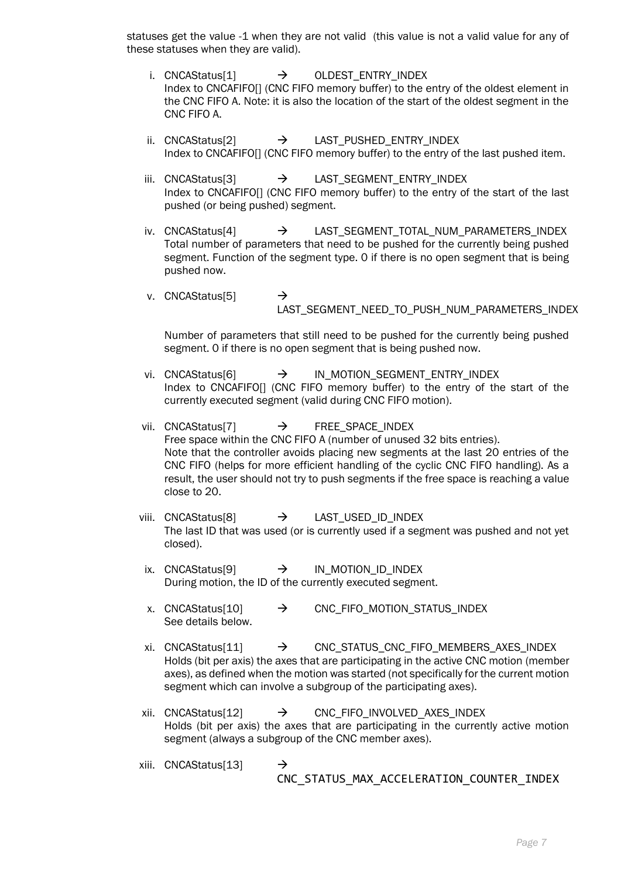statuses get the value -1 when they are not valid (this value is not a valid value for any of these statuses when they are valid).

i. CNCAStatus[1] → OLDEST_ENTRY_INDEX
Index to CNCAFIFO[] (CNC FIFO memory buffer) to the entry of the oldest element in the CNC FIFO A. Note: it is also the location of the start of the oldest segment in the CNC FIFO A.

ii. CNCAStatus[2] → LAST_PUSHED_ENTRY_INDEX
Index to CNCAFIFO[] (CNC FIFO memory buffer) to the entry of the last pushed item.

iii. CNCAStatus[3] → LAST_SEGMENT_ENTRY_INDEX
Index to CNCAFIFO[] (CNC FIFO memory buffer) to the entry of the start of the last pushed (or being pushed) segment.

iv. CNCAStatus[4] → LAST_SEGMENT_TOTAL_NUM_PARAMETERS_INDEX
Total number of parameters that need to be pushed for the currently being pushed segment. Function of the segment type. 0 if there is no open segment that is being pushed now.

v. CNCAStatus[5] → LAST_SEGMENT_NEED_TO_PUSH_NUM_PARAMETERS_INDEX

Number of parameters that still need to be pushed for the currently being pushed segment. 0 if there is no open segment that is being pushed now.

vi. CNCAStatus[6] → IN_MOTION_SEGMENT_ENTRY_INDEX
Index to CNCAFIFO[] (CNC FIFO memory buffer) to the entry of the start of the currently executed segment (valid during CNC FIFO motion).

vii. CNCAStatus[7] → FREE_SPACE_INDEX
Free space within the CNC FIFO A (number of unused 32 bits entries).
Note that the controller avoids placing new segments at the last 20 entries of the CNC FIFO (helps for more efficient handling of the cyclic CNC FIFO handling). As a result, the user should not try to push segments if the free space is reaching a value close to 20.

viii. CNCAStatus[8] → LAST_USED_ID_INDEX
The last ID that was used (or is currently used if a segment was pushed and not yet closed).

ix. CNCAStatus[9] → IN_MOTION_ID_INDEX
During motion, the ID of the currently executed segment.

x. CNCAStatus[10] → CNC_FIFO_MOTION_STATUS_INDEX
See details below.

xi. CNCAStatus[11] → CNC_STATUS_CNC_FIFO_MEMBERS_AXES_INDEX
Holds (bit per axis) the axes that are participating in the active CNC motion (member axes), as defined when the motion was started (not specifically for the current motion segment which can involve a subgroup of the participating axes).

xii. CNCAStatus[12] → CNC_FIFO_INVOLVED_AXES_INDEX
Holds (bit per axis) the axes that are participating in the currently active motion segment (always a subgroup of the CNC member axes).

xiii. CNCAStatus[13] → CNC_STATUS_MAX_ACCELERATION_COUNTER_INDEX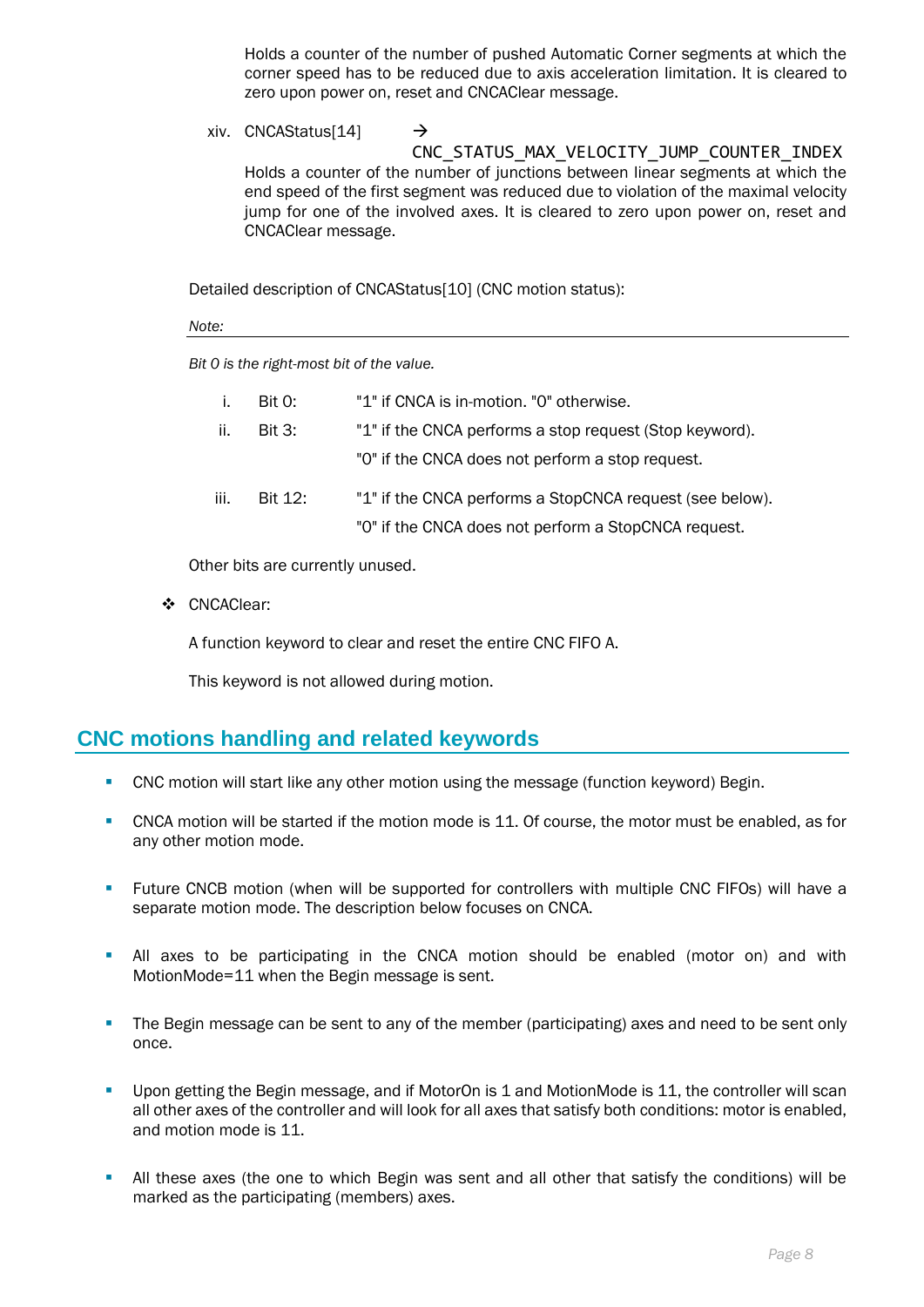Holds a counter of the number of pushed Automatic Corner segments at which the corner speed has to be reduced due to axis acceleration limitation. It is cleared to zero upon power on, reset and CNCAClear message.

xiv. CNCAStatus[14] → `CNC_STATUS_MAX_VELOCITY_JUMP_COUNTER_INDEX`
Holds a counter of the number of junctions between linear segments at which the end speed of the first segment was reduced due to violation of the maximal velocity jump for one of the involved axes. It is cleared to zero upon power on, reset and CNCAClear message.

Detailed description of CNCAStatus[10] (CNC motion status):

*Note:*

*Bit 0 is the right-most bit of the value.*

i. Bit 0: "1" if CNCA is in-motion. "0" otherwise.

ii. Bit 3: "1" if the CNCA performs a stop request (Stop keyword).
"0" if the CNCA does not perform a stop request.

iii. Bit 12: "1" if the CNCA performs a StopCNCA request (see below).
"0" if the CNCA does not perform a StopCNCA request.

Other bits are currently unused.

- CNCAClear:

  A function keyword to clear and reset the entire CNC FIFO A.

  This keyword is not allowed during motion.

## CNC motions handling and related keywords

- CNC motion will start like any other motion using the message (function keyword) Begin.
- CNCA motion will be started if the motion mode is 11. Of course, the motor must be enabled, as for any other motion mode.
- Future CNCB motion (when will be supported for controllers with multiple CNC FIFOs) will have a separate motion mode. The description below focuses on CNCA.
- All axes to be participating in the CNCA motion should be enabled (motor on) and with MotionMode=11 when the Begin message is sent.
- The Begin message can be sent to any of the member (participating) axes and need to be sent only once.
- Upon getting the Begin message, and if MotorOn is 1 and MotionMode is 11, the controller will scan all other axes of the controller and will look for all axes that satisfy both conditions: motor is enabled, and motion mode is 11.
- All these axes (the one to which Begin was sent and all other that satisfy the conditions) will be marked as the participating (members) axes.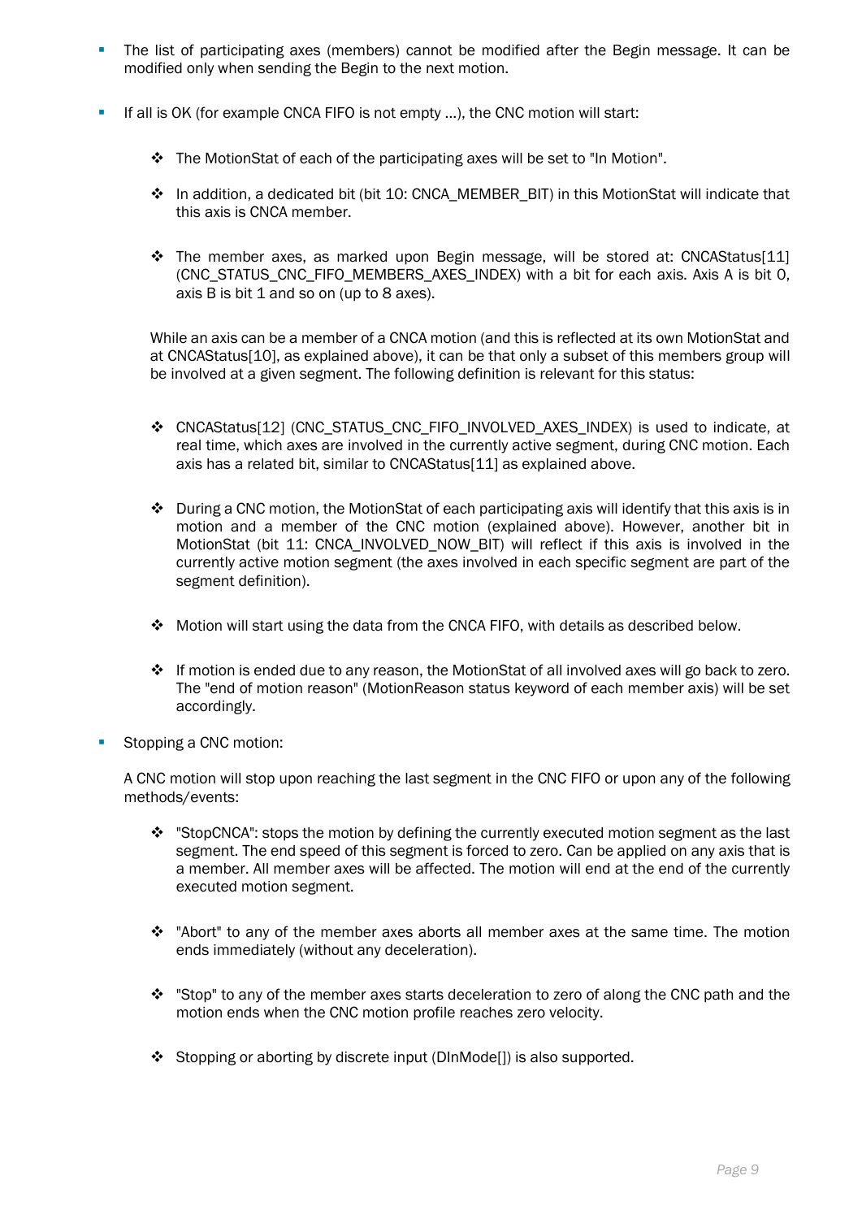- The list of participating axes (members) cannot be modified after the Begin message. It can be modified only when sending the Begin to the next motion.

- If all is OK (for example CNCA FIFO is not empty ...), the CNC motion will start:

  - The MotionStat of each of the participating axes will be set to "In Motion".

  - In addition, a dedicated bit (bit 10: CNCA_MEMBER_BIT) in this MotionStat will indicate that this axis is CNCA member.

  - The member axes, as marked upon Begin message, will be stored at: CNCAStatus[11] (CNC_STATUS_CNC_FIFO_MEMBERS_AXES_INDEX) with a bit for each axis. Axis A is bit 0, axis B is bit 1 and so on (up to 8 axes).

  While an axis can be a member of a CNCA motion (and this is reflected at its own MotionStat and at CNCAStatus[10], as explained above), it can be that only a subset of this members group will be involved at a given segment. The following definition is relevant for this status:

  - CNCAStatus[12] (CNC_STATUS_CNC_FIFO_INVOLVED_AXES_INDEX) is used to indicate, at real time, which axes are involved in the currently active segment, during CNC motion. Each axis has a related bit, similar to CNCAStatus[11] as explained above.

  - During a CNC motion, the MotionStat of each participating axis will identify that this axis is in motion and a member of the CNC motion (explained above). However, another bit in MotionStat (bit 11: CNCA_INVOLVED_NOW_BIT) will reflect if this axis is involved in the currently active motion segment (the axes involved in each specific segment are part of the segment definition).

  - Motion will start using the data from the CNCA FIFO, with details as described below.

  - If motion is ended due to any reason, the MotionStat of all involved axes will go back to zero. The "end of motion reason" (MotionReason status keyword of each member axis) will be set accordingly.

- Stopping a CNC motion:

  A CNC motion will stop upon reaching the last segment in the CNC FIFO or upon any of the following methods/events:

  - "StopCNCA": stops the motion by defining the currently executed motion segment as the last segment. The end speed of this segment is forced to zero. Can be applied on any axis that is a member. All member axes will be affected. The motion will end at the end of the currently executed motion segment.

  - "Abort" to any of the member axes aborts all member axes at the same time. The motion ends immediately (without any deceleration).

  - "Stop" to any of the member axes starts deceleration to zero of along the CNC path and the motion ends when the CNC motion profile reaches zero velocity.

  - Stopping or aborting by discrete input (DInMode[]) is also supported.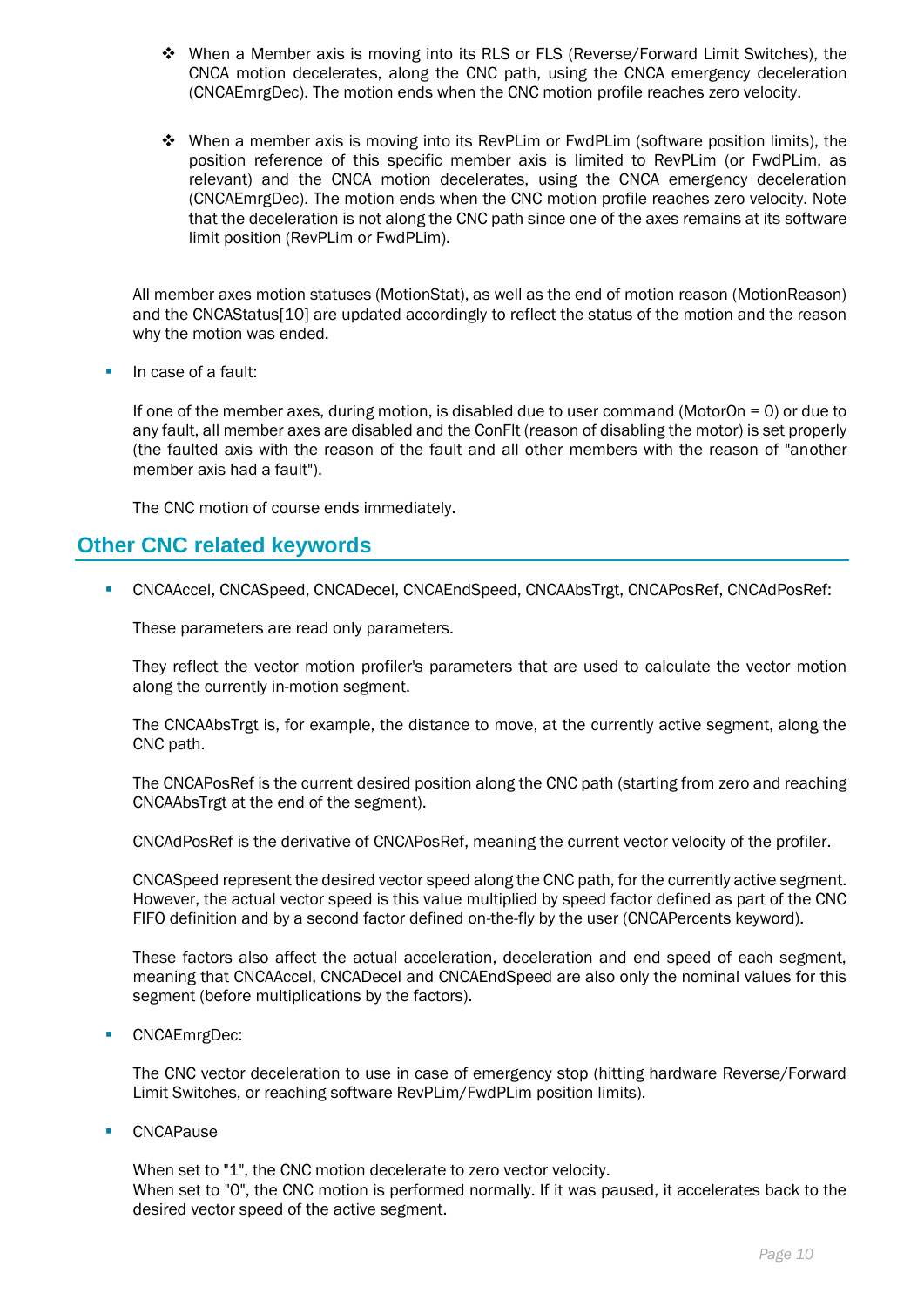- When a Member axis is moving into its RLS or FLS (Reverse/Forward Limit Switches), the CNCA motion decelerates, along the CNC path, using the CNCA emergency deceleration (CNCAEmrgDec). The motion ends when the CNC motion profile reaches zero velocity.

- When a member axis is moving into its RevPLim or FwdPLim (software position limits), the position reference of this specific member axis is limited to RevPLim (or FwdPLim, as relevant) and the CNCA motion decelerates, using the CNCA emergency deceleration (CNCAEmrgDec). The motion ends when the CNC motion profile reaches zero velocity. Note that the deceleration is not along the CNC path since one of the axes remains at its software limit position (RevPLim or FwdPLim).

All member axes motion statuses (MotionStat), as well as the end of motion reason (MotionReason) and the CNCAStatus[10] are updated accordingly to reflect the status of the motion and the reason why the motion was ended.

- In case of a fault:

  If one of the member axes, during motion, is disabled due to user command (MotorOn = 0) or due to any fault, all member axes are disabled and the ConFlt (reason of disabling the motor) is set properly (the faulted axis with the reason of the fault and all other members with the reason of "another member axis had a fault").

  The CNC motion of course ends immediately.

## Other CNC related keywords

- CNCAAccel, CNCASpeed, CNCADecel, CNCAEndSpeed, CNCAAbsTrgt, CNCAPosRef, CNCAdPosRef:

  These parameters are read only parameters.

  They reflect the vector motion profiler's parameters that are used to calculate the vector motion along the currently in-motion segment.

  The CNCAAbsTrgt is, for example, the distance to move, at the currently active segment, along the CNC path.

  The CNCAPosRef is the current desired position along the CNC path (starting from zero and reaching CNCAAbsTrgt at the end of the segment).

  CNCAdPosRef is the derivative of CNCAPosRef, meaning the current vector velocity of the profiler.

  CNCASpeed represent the desired vector speed along the CNC path, for the currently active segment. However, the actual vector speed is this value multiplied by speed factor defined as part of the CNC FIFO definition and by a second factor defined on-the-fly by the user (CNCAPercents keyword).

  These factors also affect the actual acceleration, deceleration and end speed of each segment, meaning that CNCAAccel, CNCADecel and CNCAEndSpeed are also only the nominal values for this segment (before multiplications by the factors).

- CNCAEmrgDec:

  The CNC vector deceleration to use in case of emergency stop (hitting hardware Reverse/Forward Limit Switches, or reaching software RevPLim/FwdPLim position limits).

- CNCAPause

  When set to "1", the CNC motion decelerate to zero vector velocity.
  When set to "0", the CNC motion is performed normally. If it was paused, it accelerates back to the desired vector speed of the active segment.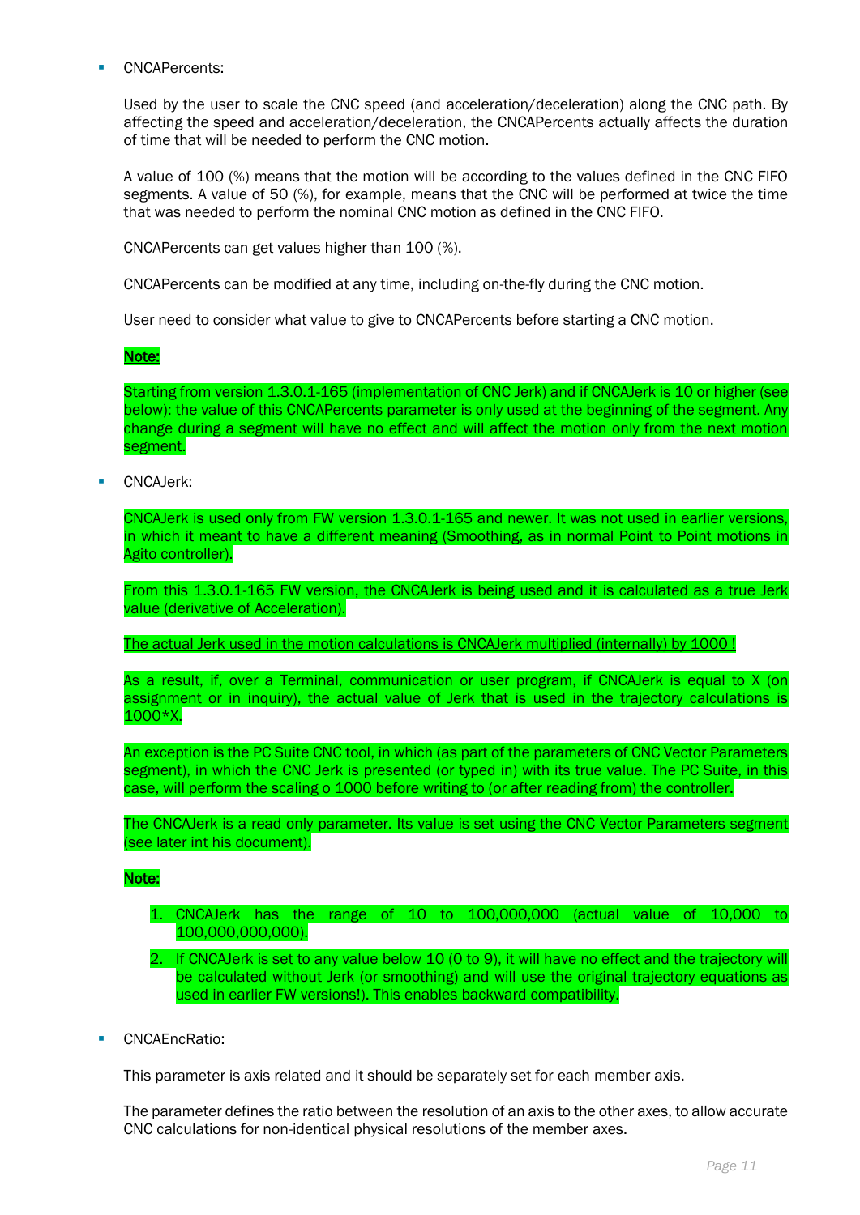- CNCAPercents:

  Used by the user to scale the CNC speed (and acceleration/deceleration) along the CNC path. By affecting the speed and acceleration/deceleration, the CNCAPercents actually affects the duration of time that will be needed to perform the CNC motion.

  A value of 100 (%) means that the motion will be according to the values defined in the CNC FIFO segments. A value of 50 (%), for example, means that the CNC will be performed at twice the time that was needed to perform the nominal CNC motion as defined in the CNC FIFO.

  CNCAPercents can get values higher than 100 (%).

  CNCAPercents can be modified at any time, including on-the-fly during the CNC motion.

  User need to consider what value to give to CNCAPercents before starting a CNC motion.

  **Note:**

  Starting from version 1.3.0.1-165 (implementation of CNC Jerk) and if CNCAJerk is 10 or higher (see below): the value of this CNCAPercents parameter is only used at the beginning of the segment. Any change during a segment will have no effect and will affect the motion only from the next motion segment.

- CNCAJerk:

  CNCAJerk is used only from FW version 1.3.0.1-165 and newer. It was not used in earlier versions, in which it meant to have a different meaning (Smoothing, as in normal Point to Point motions in Agito controller).

  From this 1.3.0.1-165 FW version, the CNCAJerk is being used and it is calculated as a true Jerk value (derivative of Acceleration).

  The actual Jerk used in the motion calculations is CNCAJerk multiplied (internally) by 1000 !

  As a result, if, over a Terminal, communication or user program, if CNCAJerk is equal to X (on assignment or in inquiry), the actual value of Jerk that is used in the trajectory calculations is 1000*X.

  An exception is the PC Suite CNC tool, in which (as part of the parameters of CNC Vector Parameters segment), in which the CNC Jerk is presented (or typed in) with its true value. The PC Suite, in this case, will perform the scaling o 1000 before writing to (or after reading from) the controller.

  The CNCAJerk is a read only parameter. Its value is set using the CNC Vector Parameters segment (see later int his document).

  **Note:**

  1. CNCAJerk has the range of 10 to 100,000,000 (actual value of 10,000 to 100,000,000,000).
  2. If CNCAJerk is set to any value below 10 (0 to 9), it will have no effect and the trajectory will be calculated without Jerk (or smoothing) and will use the original trajectory equations as used in earlier FW versions!). This enables backward compatibility.

- CNCAEncRatio:

  This parameter is axis related and it should be separately set for each member axis.

  The parameter defines the ratio between the resolution of an axis to the other axes, to allow accurate CNC calculations for non-identical physical resolutions of the member axes.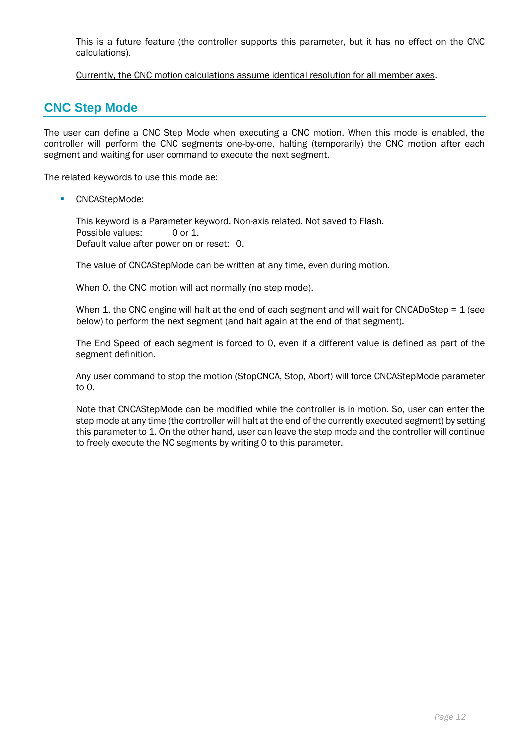This is a future feature (the controller supports this parameter, but it has no effect on the CNC calculations).

Currently, the CNC motion calculations assume identical resolution for all member axes.

## CNC Step Mode

The user can define a CNC Step Mode when executing a CNC motion. When this mode is enabled, the controller will perform the CNC segments one-by-one, halting (temporarily) the CNC motion after each segment and waiting for user command to execute the next segment.

The related keywords to use this mode ae:

- CNCAStepMode:

  This keyword is a Parameter keyword. Non-axis related. Not saved to Flash.
  Possible values: 0 or 1.
  Default value after power on or reset: 0.

  The value of CNCAStepMode can be written at any time, even during motion.

  When 0, the CNC motion will act normally (no step mode).

  When 1, the CNC engine will halt at the end of each segment and will wait for CNCADoStep = 1 (see below) to perform the next segment (and halt again at the end of that segment).

  The End Speed of each segment is forced to 0, even if a different value is defined as part of the segment definition.

  Any user command to stop the motion (StopCNCA, Stop, Abort) will force CNCAStepMode parameter to 0.

  Note that CNCAStepMode can be modified while the controller is in motion. So, user can enter the step mode at any time (the controller will halt at the end of the currently executed segment) by setting this parameter to 1. On the other hand, user can leave the step mode and the controller will continue to freely execute the NC segments by writing 0 to this parameter.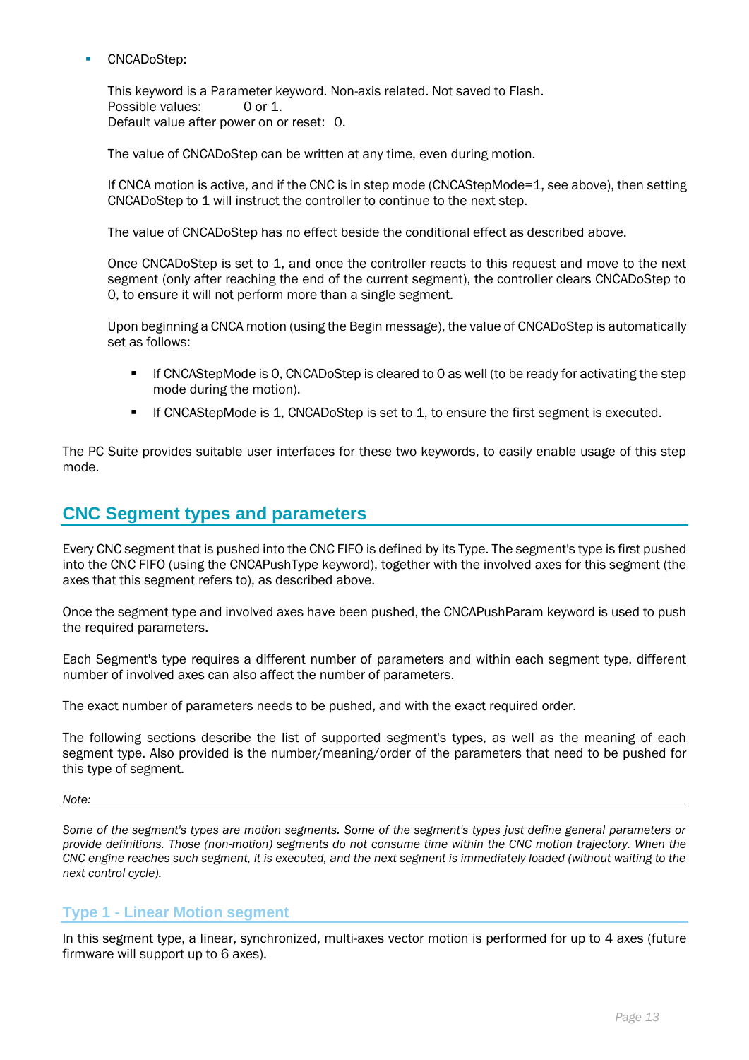- CNCADoStep:

  This keyword is a Parameter keyword. Non-axis related. Not saved to Flash.
  Possible values: 0 or 1.
  Default value after power on or reset: 0.

  The value of CNCADoStep can be written at any time, even during motion.

  If CNCA motion is active, and if the CNC is in step mode (CNCAStepMode=1, see above), then setting CNCADoStep to 1 will instruct the controller to continue to the next step.

  The value of CNCADoStep has no effect beside the conditional effect as described above.

  Once CNCADoStep is set to 1, and once the controller reacts to this request and move to the next segment (only after reaching the end of the current segment), the controller clears CNCADoStep to 0, to ensure it will not perform more than a single segment.

  Upon beginning a CNCA motion (using the Begin message), the value of CNCADoStep is automatically set as follows:

  - If CNCAStepMode is 0, CNCADoStep is cleared to 0 as well (to be ready for activating the step mode during the motion).
  - If CNCAStepMode is 1, CNCADoStep is set to 1, to ensure the first segment is executed.

The PC Suite provides suitable user interfaces for these two keywords, to easily enable usage of this step mode.

## CNC Segment types and parameters

Every CNC segment that is pushed into the CNC FIFO is defined by its Type. The segment's type is first pushed into the CNC FIFO (using the CNCAPushType keyword), together with the involved axes for this segment (the axes that this segment refers to), as described above.

Once the segment type and involved axes have been pushed, the CNCAPushParam keyword is used to push the required parameters.

Each Segment's type requires a different number of parameters and within each segment type, different number of involved axes can also affect the number of parameters.

The exact number of parameters needs to be pushed, and with the exact required order.

The following sections describe the list of supported segment's types, as well as the meaning of each segment type. Also provided is the number/meaning/order of the parameters that need to be pushed for this type of segment.

*Note:*

*Some of the segment's types are motion segments. Some of the segment's types just define general parameters or provide definitions. Those (non-motion) segments do not consume time within the CNC motion trajectory. When the CNC engine reaches such segment, it is executed, and the next segment is immediately loaded (without waiting to the next control cycle).*

### Type 1 - Linear Motion segment

In this segment type, a linear, synchronized, multi-axes vector motion is performed for up to 4 axes (future firmware will support up to 6 axes).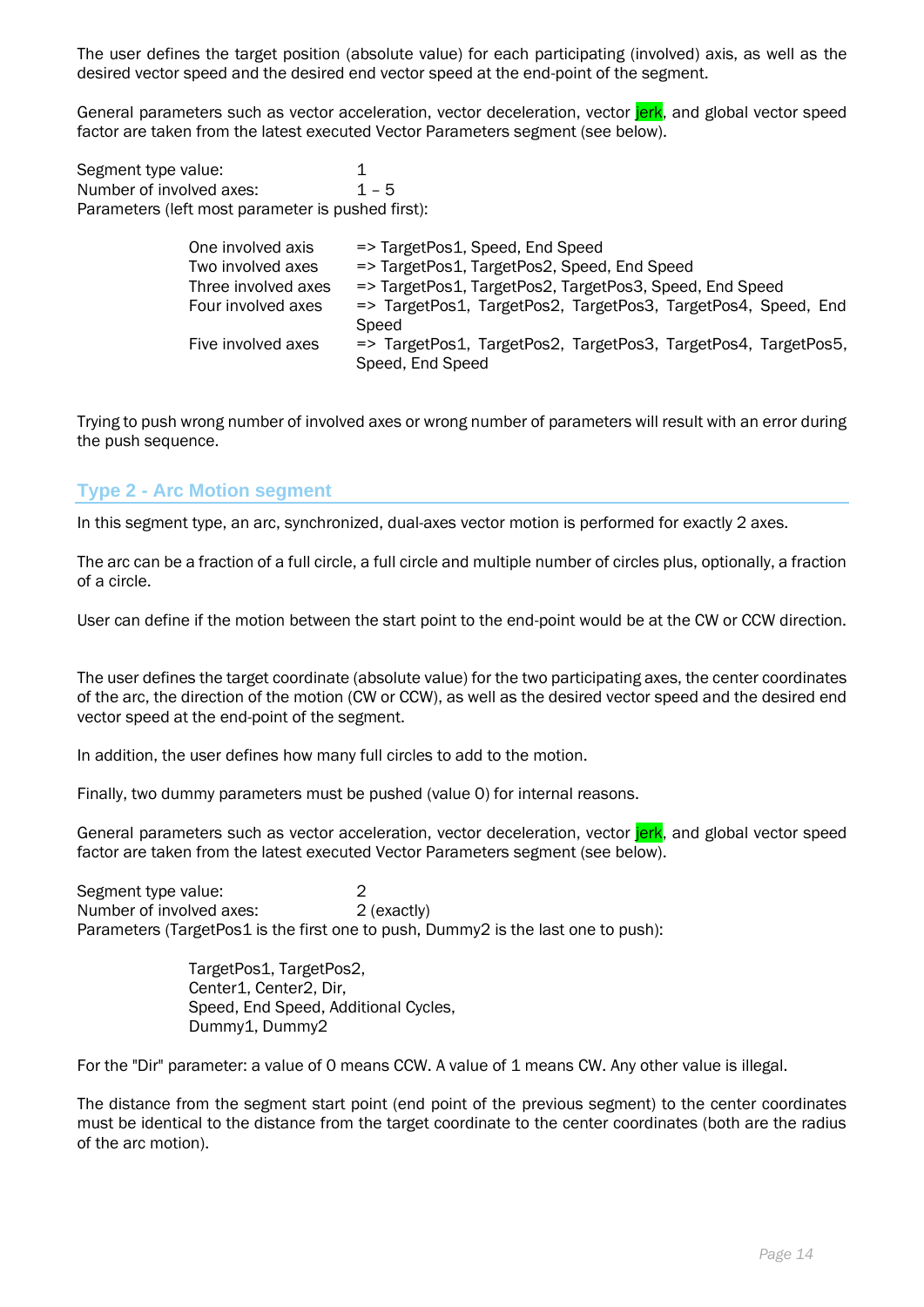The user defines the target position (absolute value) for each participating (involved) axis, as well as the desired vector speed and the desired end vector speed at the end-point of the segment.

General parameters such as vector acceleration, vector deceleration, vector jerk, and global vector speed factor are taken from the latest executed Vector Parameters segment (see below).

Segment type value: 1
Number of involved axes: 1 – 5
Parameters (left most parameter is pushed first):

| | |
|---|---|
| One involved axis | => TargetPos1, Speed, End Speed |
| Two involved axes | => TargetPos1, TargetPos2, Speed, End Speed |
| Three involved axes | => TargetPos1, TargetPos2, TargetPos3, Speed, End Speed |
| Four involved axes | => TargetPos1, TargetPos2, TargetPos3, TargetPos4, Speed, End Speed |
| Five involved axes | => TargetPos1, TargetPos2, TargetPos3, TargetPos4, TargetPos5, Speed, End Speed |

Trying to push wrong number of involved axes or wrong number of parameters will result with an error during the push sequence.

## Type 2 - Arc Motion segment

In this segment type, an arc, synchronized, dual-axes vector motion is performed for exactly 2 axes.

The arc can be a fraction of a full circle, a full circle and multiple number of circles plus, optionally, a fraction of a circle.

User can define if the motion between the start point to the end-point would be at the CW or CCW direction.

The user defines the target coordinate (absolute value) for the two participating axes, the center coordinates of the arc, the direction of the motion (CW or CCW), as well as the desired vector speed and the desired end vector speed at the end-point of the segment.

In addition, the user defines how many full circles to add to the motion.

Finally, two dummy parameters must be pushed (value 0) for internal reasons.

General parameters such as vector acceleration, vector deceleration, vector jerk, and global vector speed factor are taken from the latest executed Vector Parameters segment (see below).

Segment type value: 2
Number of involved axes: 2 (exactly)
Parameters (TargetPos1 is the first one to push, Dummy2 is the last one to push):

TargetPos1, TargetPos2,
Center1, Center2, Dir,
Speed, End Speed, Additional Cycles,
Dummy1, Dummy2

For the "Dir" parameter: a value of 0 means CCW. A value of 1 means CW. Any other value is illegal.

The distance from the segment start point (end point of the previous segment) to the center coordinates must be identical to the distance from the target coordinate to the center coordinates (both are the radius of the arc motion).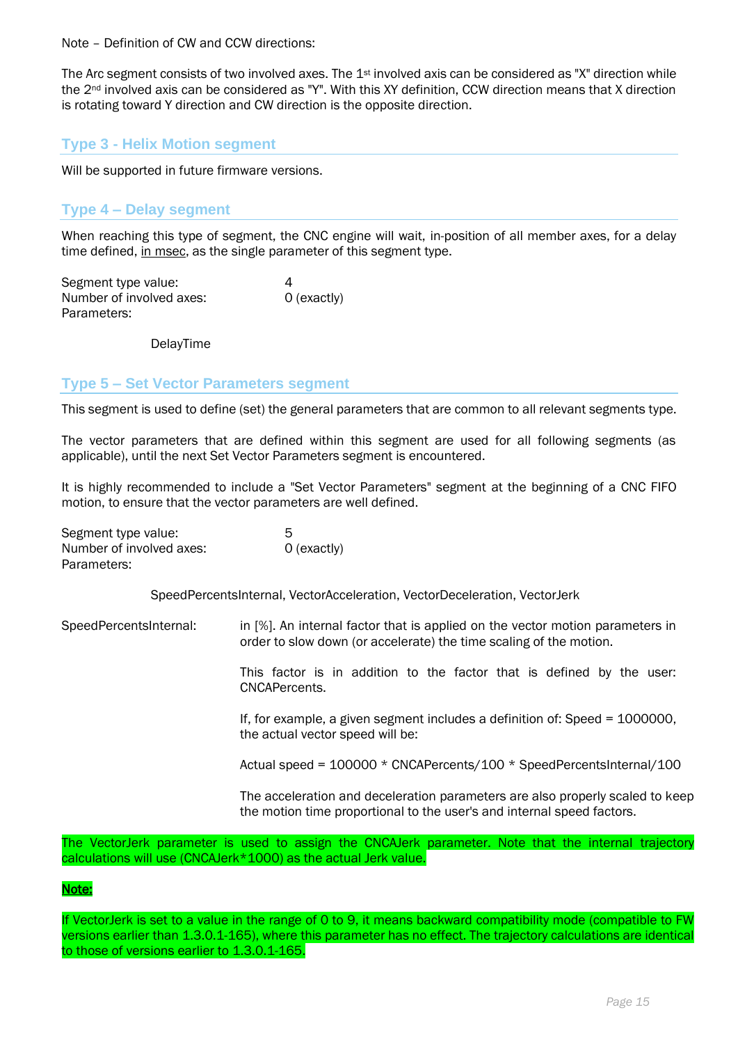Note – Definition of CW and CCW directions:

The Arc segment consists of two involved axes. The 1st involved axis can be considered as "X" direction while the 2nd involved axis can be considered as "Y". With this XY definition, CCW direction means that X direction is rotating toward Y direction and CW direction is the opposite direction.

## Type 3 - Helix Motion segment

Will be supported in future firmware versions.

## Type 4 – Delay segment

When reaching this type of segment, the CNC engine will wait, in-position of all member axes, for a delay time defined, in msec, as the single parameter of this segment type.

Segment type value: 4
Number of involved axes: 0 (exactly)
Parameters:

DelayTime

## Type 5 – Set Vector Parameters segment

This segment is used to define (set) the general parameters that are common to all relevant segments type.

The vector parameters that are defined within this segment are used for all following segments (as applicable), until the next Set Vector Parameters segment is encountered.

It is highly recommended to include a "Set Vector Parameters" segment at the beginning of a CNC FIFO motion, to ensure that the vector parameters are well defined.

Segment type value: 5
Number of involved axes: 0 (exactly)
Parameters:

SpeedPercentsInternal, VectorAcceleration, VectorDeceleration, VectorJerk

SpeedPercentsInternal: in [%]. An internal factor that is applied on the vector motion parameters in order to slow down (or accelerate) the time scaling of the motion.

This factor is in addition to the factor that is defined by the user: CNCAPercents.

If, for example, a given segment includes a definition of: Speed = 1000000, the actual vector speed will be:

Actual speed = 100000 * CNCAPercents/100 * SpeedPercentsInternal/100

The acceleration and deceleration parameters are also properly scaled to keep the motion time proportional to the user's and internal speed factors.

The VectorJerk parameter is used to assign the CNCAJerk parameter. Note that the internal trajectory calculations will use (CNCAJerk*1000) as the actual Jerk value.

Note:

If VectorJerk is set to a value in the range of 0 to 9, it means backward compatibility mode (compatible to FW versions earlier than 1.3.0.1-165), where this parameter has no effect. The trajectory calculations are identical to those of versions earlier to 1.3.0.1-165.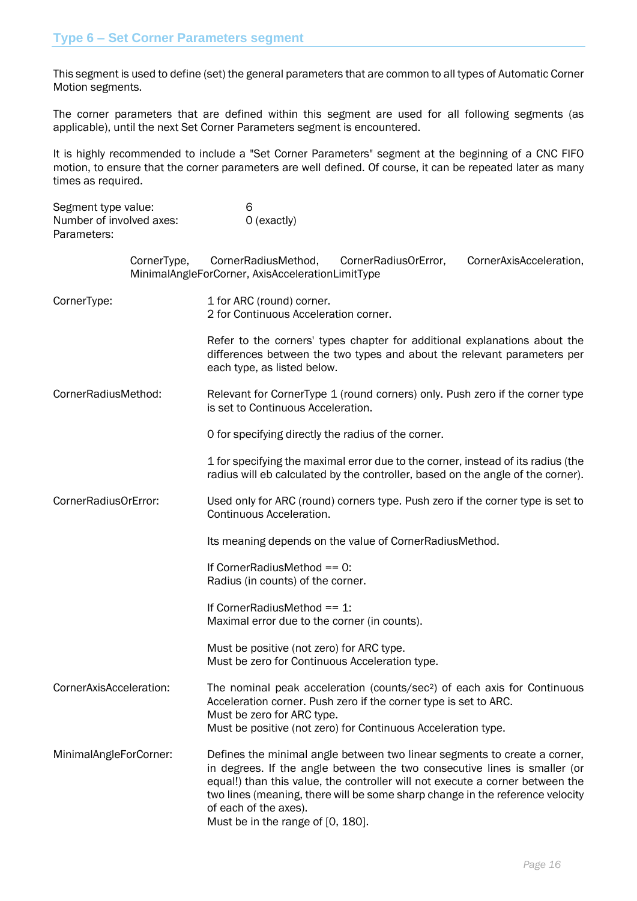## Type 6 – Set Corner Parameters segment

This segment is used to define (set) the general parameters that are common to all types of Automatic Corner Motion segments.

The corner parameters that are defined within this segment are used for all following segments (as applicable), until the next Set Corner Parameters segment is encountered.

It is highly recommended to include a "Set Corner Parameters" segment at the beginning of a CNC FIFO motion, to ensure that the corner parameters are well defined. Of course, it can be repeated later as many times as required.

Segment type value: 6
Number of involved axes: 0 (exactly)
Parameters:

CornerType, CornerRadiusMethod, CornerRadiusOrError, CornerAxisAcceleration, MinimalAngleForCorner, AxisAccelerationLimitType

**CornerType:**

1 for ARC (round) corner.
2 for Continuous Acceleration corner.

Refer to the corners' types chapter for additional explanations about the differences between the two types and about the relevant parameters per each type, as listed below.

**CornerRadiusMethod:**

Relevant for CornerType 1 (round corners) only. Push zero if the corner type is set to Continuous Acceleration.

0 for specifying directly the radius of the corner.

1 for specifying the maximal error due to the corner, instead of its radius (the radius will eb calculated by the controller, based on the angle of the corner).

**CornerRadiusOrError:**

Used only for ARC (round) corners type. Push zero if the corner type is set to Continuous Acceleration.

Its meaning depends on the value of CornerRadiusMethod.

If CornerRadiusMethod == 0:
Radius (in counts) of the corner.

If CornerRadiusMethod == 1:
Maximal error due to the corner (in counts).

Must be positive (not zero) for ARC type.
Must be zero for Continuous Acceleration type.

**CornerAxisAcceleration:**

The nominal peak acceleration (counts/sec$^2$) of each axis for Continuous Acceleration corner. Push zero if the corner type is set to ARC.
Must be zero for ARC type.
Must be positive (not zero) for Continuous Acceleration type.

**MinimalAngleForCorner:**

Defines the minimal angle between two linear segments to create a corner, in degrees. If the angle between the two consecutive lines is smaller (or equal!) than this value, the controller will not execute a corner between the two lines (meaning, there will be some sharp change in the reference velocity of each of the axes).
Must be in the range of [0, 180].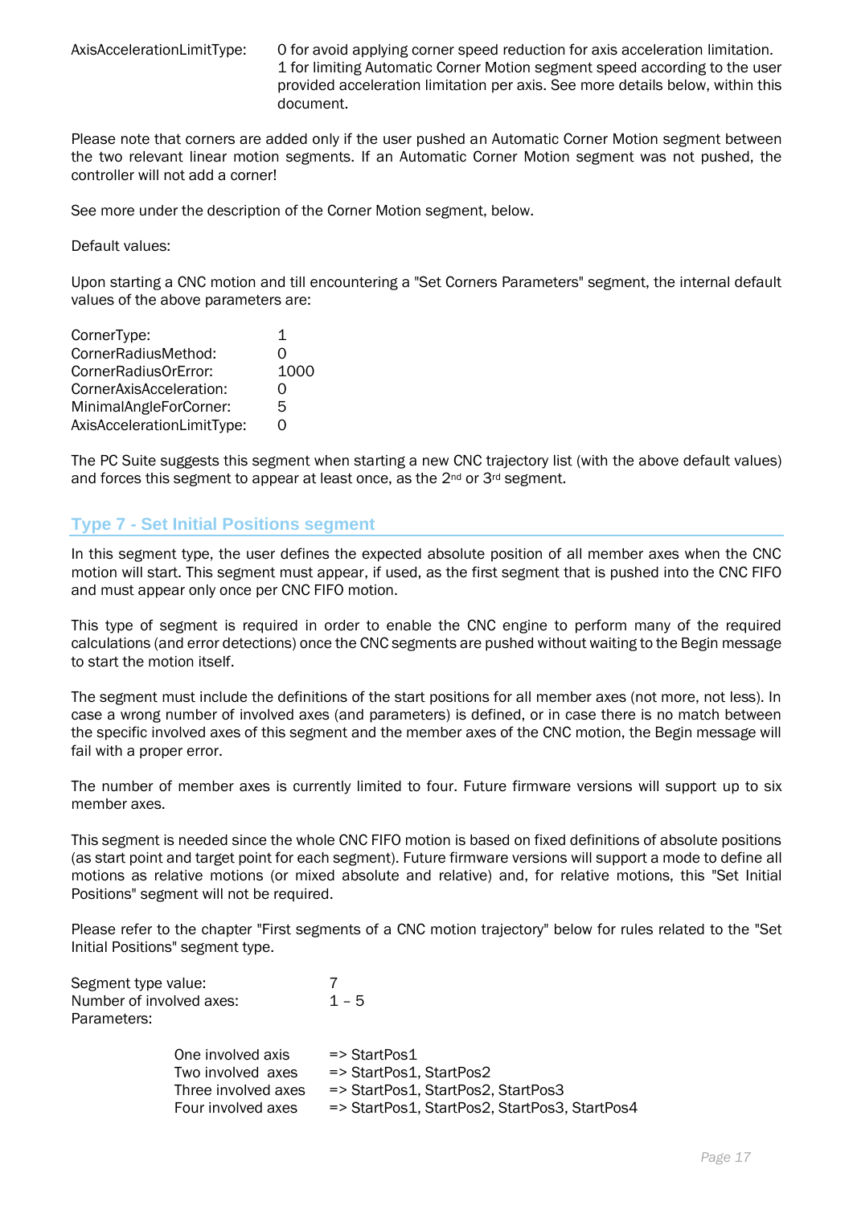| | |
|---|---|
| AxisAccelerationLimitType: | 0 for avoid applying corner speed reduction for axis acceleration limitation. 1 for limiting Automatic Corner Motion segment speed according to the user provided acceleration limitation per axis. See more details below, within this document. |

Please note that corners are added only if the user pushed an Automatic Corner Motion segment between the two relevant linear motion segments. If an Automatic Corner Motion segment was not pushed, the controller will not add a corner!

See more under the description of the Corner Motion segment, below.

Default values:

Upon starting a CNC motion and till encountering a "Set Corners Parameters" segment, the internal default values of the above parameters are:

| | |
|---|---|
| CornerType: | 1 |
| CornerRadiusMethod: | 0 |
| CornerRadiusOrError: | 1000 |
| CornerAxisAcceleration: | 0 |
| MinimalAngleForCorner: | 5 |
| AxisAccelerationLimitType: | 0 |

The PC Suite suggests this segment when starting a new CNC trajectory list (with the above default values) and forces this segment to appear at least once, as the 2nd or 3rd segment.

## Type 7 - Set Initial Positions segment

In this segment type, the user defines the expected absolute position of all member axes when the CNC motion will start. This segment must appear, if used, as the first segment that is pushed into the CNC FIFO and must appear only once per CNC FIFO motion.

This type of segment is required in order to enable the CNC engine to perform many of the required calculations (and error detections) once the CNC segments are pushed without waiting to the Begin message to start the motion itself.

The segment must include the definitions of the start positions for all member axes (not more, not less). In case a wrong number of involved axes (and parameters) is defined, or in case there is no match between the specific involved axes of this segment and the member axes of the CNC motion, the Begin message will fail with a proper error.

The number of member axes is currently limited to four. Future firmware versions will support up to six member axes.

This segment is needed since the whole CNC FIFO motion is based on fixed definitions of absolute positions (as start point and target point for each segment). Future firmware versions will support a mode to define all motions as relative motions (or mixed absolute and relative) and, for relative motions, this "Set Initial Positions" segment will not be required.

Please refer to the chapter "First segments of a CNC motion trajectory" below for rules related to the "Set Initial Positions" segment type.

| | |
|---|---|
| Segment type value: | 7 |
| Number of involved axes: | 1 – 5 |
| Parameters: | |

| | |
|---|---|
| One involved axis | => StartPos1 |
| Two involved axes | => StartPos1, StartPos2 |
| Three involved axes | => StartPos1, StartPos2, StartPos3 |
| Four involved axes | => StartPos1, StartPos2, StartPos3, StartPos4 |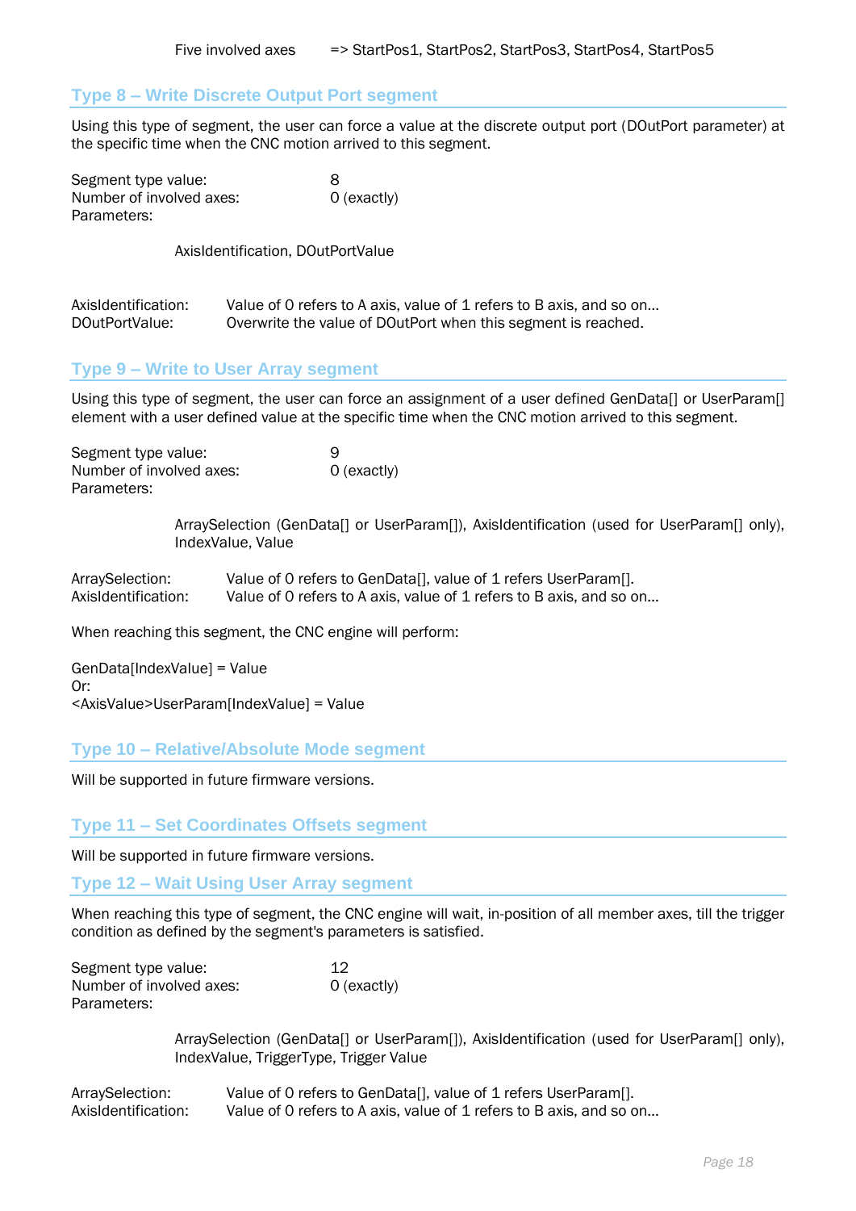Five involved axes => StartPos1, StartPos2, StartPos3, StartPos4, StartPos5

## Type 8 – Write Discrete Output Port segment

Using this type of segment, the user can force a value at the discrete output port (DOutPort parameter) at the specific time when the CNC motion arrived to this segment.

Segment type value: 8
Number of involved axes: 0 (exactly)
Parameters:

AxisIdentification, DOutPortValue

AxisIdentification: Value of 0 refers to A axis, value of 1 refers to B axis, and so on...
DOutPortValue: Overwrite the value of DOutPort when this segment is reached.

## Type 9 – Write to User Array segment

Using this type of segment, the user can force an assignment of a user defined GenData[] or UserParam[] element with a user defined value at the specific time when the CNC motion arrived to this segment.

Segment type value: 9
Number of involved axes: 0 (exactly)
Parameters:

ArraySelection (GenData[] or UserParam[]), AxisIdentification (used for UserParam[] only), IndexValue, Value

ArraySelection: Value of 0 refers to GenData[], value of 1 refers UserParam[].
AxisIdentification: Value of 0 refers to A axis, value of 1 refers to B axis, and so on...

When reaching this segment, the CNC engine will perform:

GenData[IndexValue] = Value
Or:
<AxisValue>UserParam[IndexValue] = Value

## Type 10 – Relative/Absolute Mode segment

Will be supported in future firmware versions.

## Type 11 – Set Coordinates Offsets segment

Will be supported in future firmware versions.

## Type 12 – Wait Using User Array segment

When reaching this type of segment, the CNC engine will wait, in-position of all member axes, till the trigger condition as defined by the segment's parameters is satisfied.

Segment type value: 12
Number of involved axes: 0 (exactly)
Parameters:

ArraySelection (GenData[] or UserParam[]), AxisIdentification (used for UserParam[] only), IndexValue, TriggerType, Trigger Value

ArraySelection: Value of 0 refers to GenData[], value of 1 refers UserParam[].
AxisIdentification: Value of 0 refers to A axis, value of 1 refers to B axis, and so on...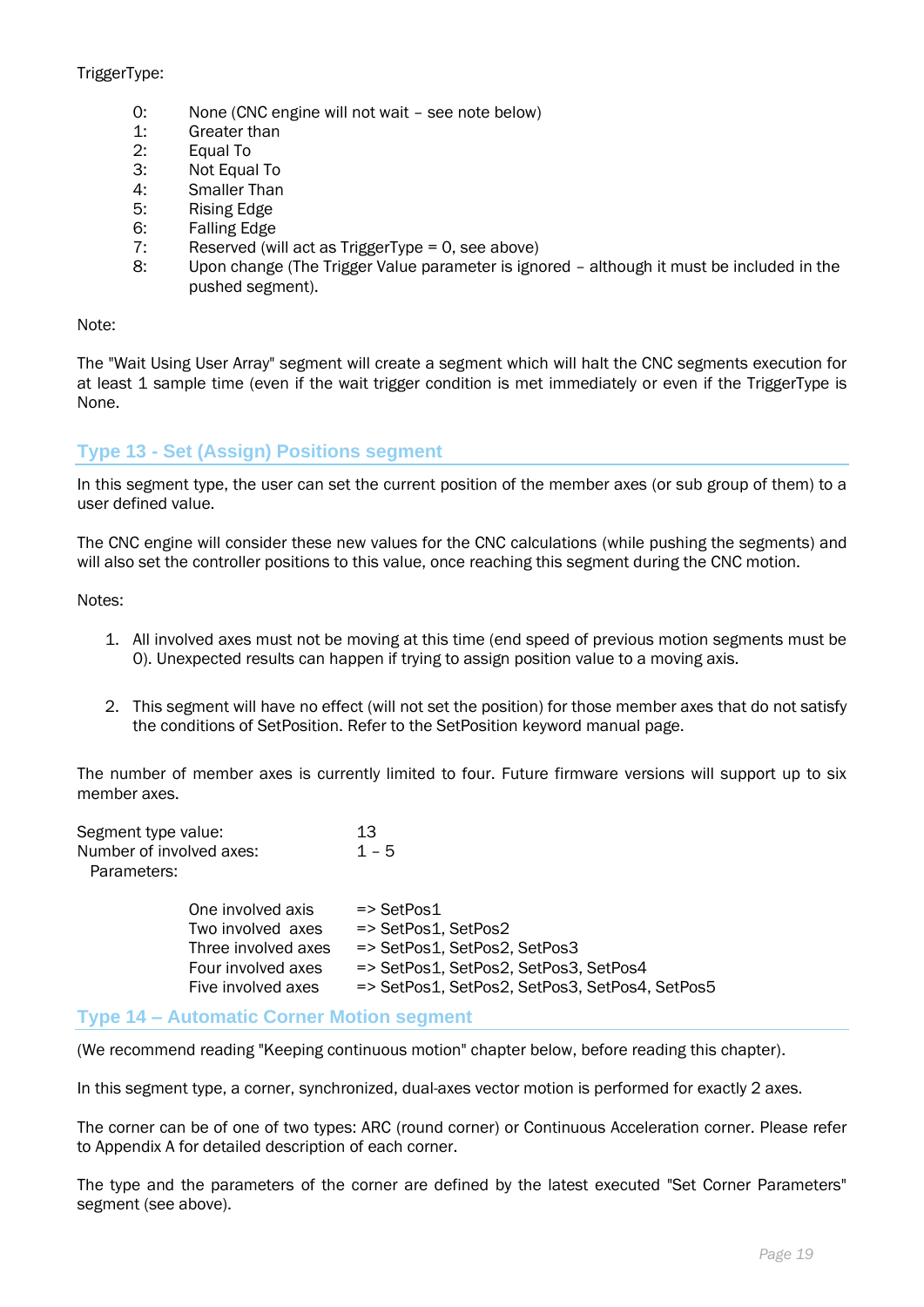TriggerType:

| | |
|---|---|
| 0: | None (CNC engine will not wait – see note below) |
| 1: | Greater than |
| 2: | Equal To |
| 3: | Not Equal To |
| 4: | Smaller Than |
| 5: | Rising Edge |
| 6: | Falling Edge |
| 7: | Reserved (will act as TriggerType = 0, see above) |
| 8: | Upon change (The Trigger Value parameter is ignored – although it must be included in the pushed segment). |

Note:

The "Wait Using User Array" segment will create a segment which will halt the CNC segments execution for at least 1 sample time (even if the wait trigger condition is met immediately or even if the TriggerType is None.

## Type 13 - Set (Assign) Positions segment

In this segment type, the user can set the current position of the member axes (or sub group of them) to a user defined value.

The CNC engine will consider these new values for the CNC calculations (while pushing the segments) and will also set the controller positions to this value, once reaching this segment during the CNC motion.

Notes:

1. All involved axes must not be moving at this time (end speed of previous motion segments must be 0). Unexpected results can happen if trying to assign position value to a moving axis.

2. This segment will have no effect (will not set the position) for those member axes that do not satisfy the conditions of SetPosition. Refer to the SetPosition keyword manual page.

The number of member axes is currently limited to four. Future firmware versions will support up to six member axes.

Segment type value: 13
Number of involved axes: 1 – 5
Parameters:

| | |
|---|---|
| One involved axis | => SetPos1 |
| Two involved axes | => SetPos1, SetPos2 |
| Three involved axes | => SetPos1, SetPos2, SetPos3 |
| Four involved axes | => SetPos1, SetPos2, SetPos3, SetPos4 |
| Five involved axes | => SetPos1, SetPos2, SetPos3, SetPos4, SetPos5 |

## Type 14 – Automatic Corner Motion segment

(We recommend reading "Keeping continuous motion" chapter below, before reading this chapter).

In this segment type, a corner, synchronized, dual-axes vector motion is performed for exactly 2 axes.

The corner can be of one of two types: ARC (round corner) or Continuous Acceleration corner. Please refer to Appendix A for detailed description of each corner.

The type and the parameters of the corner are defined by the latest executed "Set Corner Parameters" segment (see above).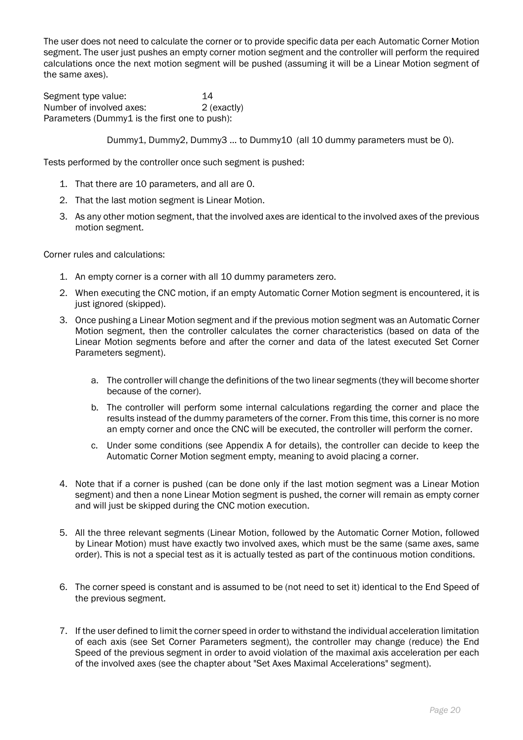The user does not need to calculate the corner or to provide specific data per each Automatic Corner Motion segment. The user just pushes an empty corner motion segment and the controller will perform the required calculations once the next motion segment will be pushed (assuming it will be a Linear Motion segment of the same axes).

Segment type value: 14
Number of involved axes: 2 (exactly)
Parameters (Dummy1 is the first one to push):

Dummy1, Dummy2, Dummy3 … to Dummy10 (all 10 dummy parameters must be 0).

Tests performed by the controller once such segment is pushed:

1. That there are 10 parameters, and all are 0.
2. That the last motion segment is Linear Motion.
3. As any other motion segment, that the involved axes are identical to the involved axes of the previous motion segment.

Corner rules and calculations:

1. An empty corner is a corner with all 10 dummy parameters zero.
2. When executing the CNC motion, if an empty Automatic Corner Motion segment is encountered, it is just ignored (skipped).
3. Once pushing a Linear Motion segment and if the previous motion segment was an Automatic Corner Motion segment, then the controller calculates the corner characteristics (based on data of the Linear Motion segments before and after the corner and data of the latest executed Set Corner Parameters segment).

    a. The controller will change the definitions of the two linear segments (they will become shorter because of the corner).
    b. The controller will perform some internal calculations regarding the corner and place the results instead of the dummy parameters of the corner. From this time, this corner is no more an empty corner and once the CNC will be executed, the controller will perform the corner.
    c. Under some conditions (see Appendix A for details), the controller can decide to keep the Automatic Corner Motion segment empty, meaning to avoid placing a corner.

4. Note that if a corner is pushed (can be done only if the last motion segment was a Linear Motion segment) and then a none Linear Motion segment is pushed, the corner will remain as empty corner and will just be skipped during the CNC motion execution.

5. All the three relevant segments (Linear Motion, followed by the Automatic Corner Motion, followed by Linear Motion) must have exactly two involved axes, which must be the same (same axes, same order). This is not a special test as it is actually tested as part of the continuous motion conditions.

6. The corner speed is constant and is assumed to be (not need to set it) identical to the End Speed of the previous segment.

7. If the user defined to limit the corner speed in order to withstand the individual acceleration limitation of each axis (see Set Corner Parameters segment), the controller may change (reduce) the End Speed of the previous segment in order to avoid violation of the maximal axis acceleration per each of the involved axes (see the chapter about "Set Axes Maximal Accelerations" segment).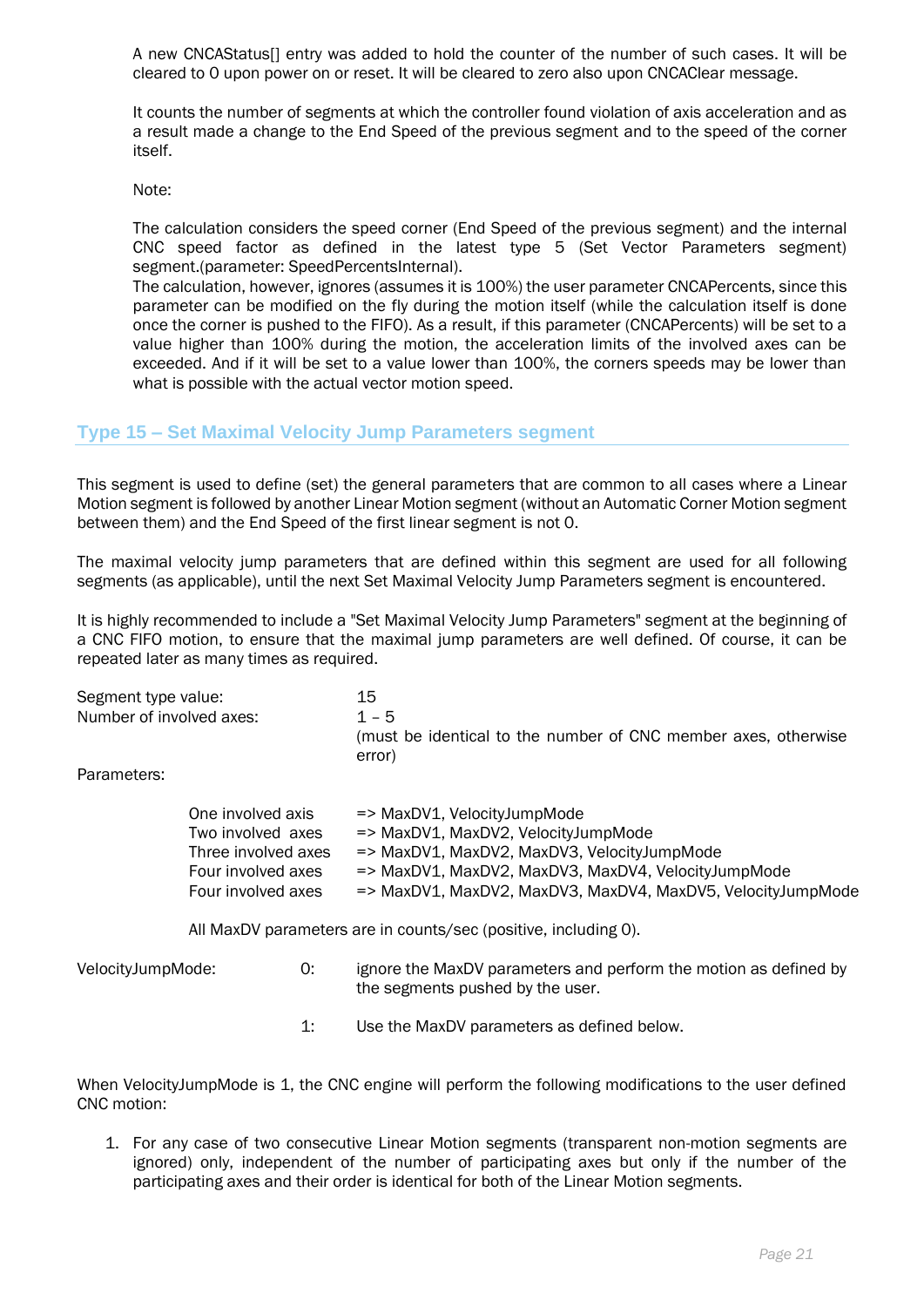A new CNCAStatus[] entry was added to hold the counter of the number of such cases. It will be cleared to 0 upon power on or reset. It will be cleared to zero also upon CNCAClear message.

It counts the number of segments at which the controller found violation of axis acceleration and as a result made a change to the End Speed of the previous segment and to the speed of the corner itself.

Note:

The calculation considers the speed corner (End Speed of the previous segment) and the internal CNC speed factor as defined in the latest type 5 (Set Vector Parameters segment) segment.(parameter: SpeedPercentsInternal).
The calculation, however, ignores (assumes it is 100%) the user parameter CNCAPercents, since this parameter can be modified on the fly during the motion itself (while the calculation itself is done once the corner is pushed to the FIFO). As a result, if this parameter (CNCAPercents) will be set to a value higher than 100% during the motion, the acceleration limits of the involved axes can be exceeded. And if it will be set to a value lower than 100%, the corners speeds may be lower than what is possible with the actual vector motion speed.

## Type 15 – Set Maximal Velocity Jump Parameters segment

This segment is used to define (set) the general parameters that are common to all cases where a Linear Motion segment is followed by another Linear Motion segment (without an Automatic Corner Motion segment between them) and the End Speed of the first linear segment is not 0.

The maximal velocity jump parameters that are defined within this segment are used for all following segments (as applicable), until the next Set Maximal Velocity Jump Parameters segment is encountered.

It is highly recommended to include a "Set Maximal Velocity Jump Parameters" segment at the beginning of a CNC FIFO motion, to ensure that the maximal jump parameters are well defined. Of course, it can be repeated later as many times as required.

Segment type value: 15

Number of involved axes: 1 – 5 (must be identical to the number of CNC member axes, otherwise error)

Parameters:

| | |
|---|---|
| One involved axis | => MaxDV1, VelocityJumpMode |
| Two involved axes | => MaxDV1, MaxDV2, VelocityJumpMode |
| Three involved axes | => MaxDV1, MaxDV2, MaxDV3, VelocityJumpMode |
| Four involved axes | => MaxDV1, MaxDV2, MaxDV3, MaxDV4, VelocityJumpMode |
| Four involved axes | => MaxDV1, MaxDV2, MaxDV3, MaxDV4, MaxDV5, VelocityJumpMode |

All MaxDV parameters are in counts/sec (positive, including 0).

VelocityJumpMode:

- 0: ignore the MaxDV parameters and perform the motion as defined by the segments pushed by the user.
- 1: Use the MaxDV parameters as defined below.

When VelocityJumpMode is 1, the CNC engine will perform the following modifications to the user defined CNC motion:

1. For any case of two consecutive Linear Motion segments (transparent non-motion segments are ignored) only, independent of the number of participating axes but only if the number of the participating axes and their order is identical for both of the Linear Motion segments.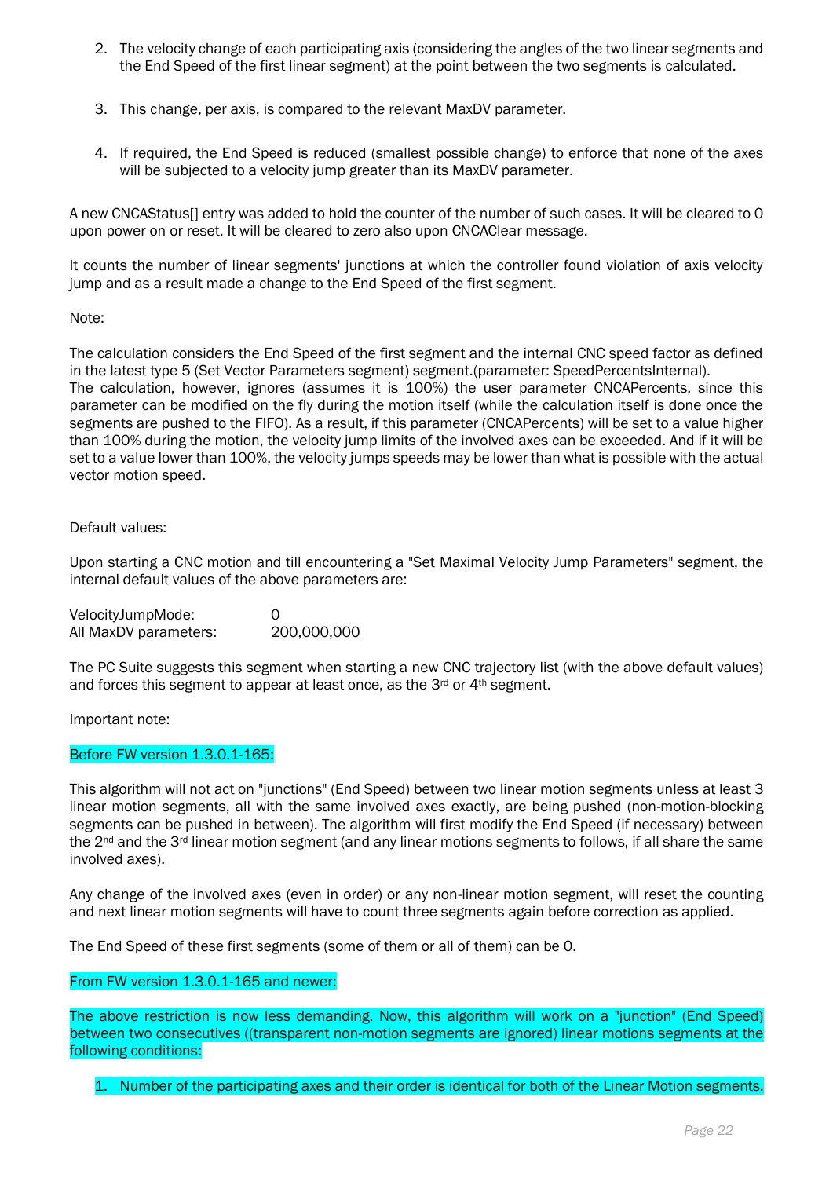2. The velocity change of each participating axis (considering the angles of the two linear segments and the End Speed of the first linear segment) at the point between the two segments is calculated.

3. This change, per axis, is compared to the relevant MaxDV parameter.

4. If required, the End Speed is reduced (smallest possible change) to enforce that none of the axes will be subjected to a velocity jump greater than its MaxDV parameter.

A new CNCAStatus[] entry was added to hold the counter of the number of such cases. It will be cleared to 0 upon power on or reset. It will be cleared to zero also upon CNCAClear message.

It counts the number of linear segments' junctions at which the controller found violation of axis velocity jump and as a result made a change to the End Speed of the first segment.

Note:

The calculation considers the End Speed of the first segment and the internal CNC speed factor as defined in the latest type 5 (Set Vector Parameters segment) segment.(parameter: SpeedPercentsInternal).
The calculation, however, ignores (assumes it is 100%) the user parameter CNCAPercents, since this parameter can be modified on the fly during the motion itself (while the calculation itself is done once the segments are pushed to the FIFO). As a result, if this parameter (CNCAPercents) will be set to a value higher than 100% during the motion, the velocity jump limits of the involved axes can be exceeded. And if it will be set to a value lower than 100%, the velocity jumps speeds may be lower than what is possible with the actual vector motion speed.

Default values:

Upon starting a CNC motion and till encountering a "Set Maximal Velocity Jump Parameters" segment, the internal default values of the above parameters are:

VelocityJumpMode: 0
All MaxDV parameters: 200,000,000

The PC Suite suggests this segment when starting a new CNC trajectory list (with the above default values) and forces this segment to appear at least once, as the 3rd or 4th segment.

Important note:

Before FW version 1.3.0.1-165:

This algorithm will not act on "junctions" (End Speed) between two linear motion segments unless at least 3 linear motion segments, all with the same involved axes exactly, are being pushed (non-motion-blocking segments can be pushed in between). The algorithm will first modify the End Speed (if necessary) between the 2nd and the 3rd linear motion segment (and any linear motions segments to follows, if all share the same involved axes).

Any change of the involved axes (even in order) or any non-linear motion segment, will reset the counting and next linear motion segments will have to count three segments again before correction as applied.

The End Speed of these first segments (some of them or all of them) can be 0.

From FW version 1.3.0.1-165 and newer:

The above restriction is now less demanding. Now, this algorithm will work on a "junction" (End Speed) between two consecutives ((transparent non-motion segments are ignored) linear motions segments at the following conditions:

1. Number of the participating axes and their order is identical for both of the Linear Motion segments.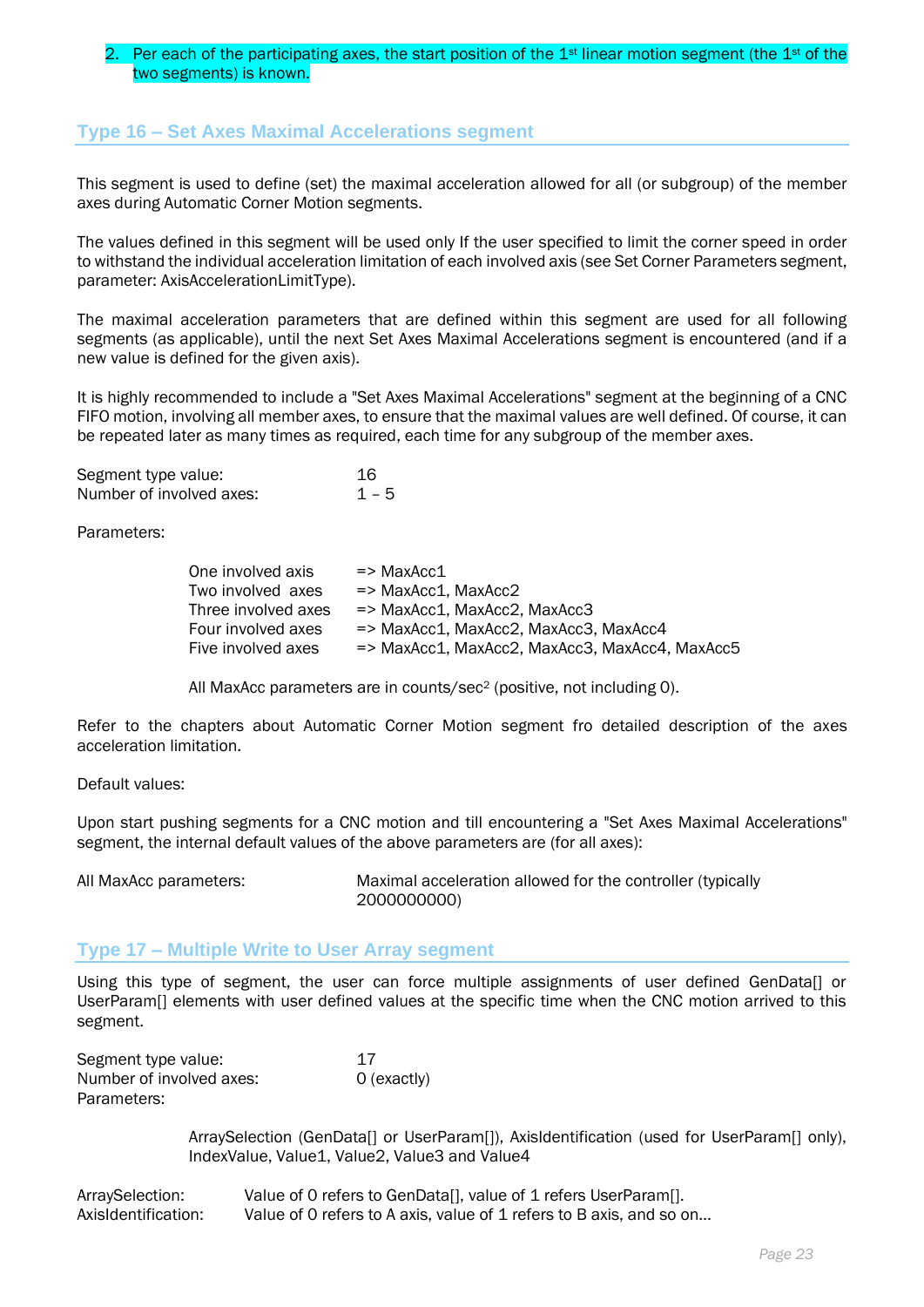2. Per each of the participating axes, the start position of the 1st linear motion segment (the 1st of the two segments) is known.

## Type 16 – Set Axes Maximal Accelerations segment

This segment is used to define (set) the maximal acceleration allowed for all (or subgroup) of the member axes during Automatic Corner Motion segments.

The values defined in this segment will be used only If the user specified to limit the corner speed in order to withstand the individual acceleration limitation of each involved axis (see Set Corner Parameters segment, parameter: AxisAccelerationLimitType).

The maximal acceleration parameters that are defined within this segment are used for all following segments (as applicable), until the next Set Axes Maximal Accelerations segment is encountered (and if a new value is defined for the given axis).

It is highly recommended to include a "Set Axes Maximal Accelerations" segment at the beginning of a CNC FIFO motion, involving all member axes, to ensure that the maximal values are well defined. Of course, it can be repeated later as many times as required, each time for any subgroup of the member axes.

Segment type value: 16
Number of involved axes: 1 – 5

Parameters:

One involved axis => MaxAcc1
Two involved axes => MaxAcc1, MaxAcc2
Three involved axes => MaxAcc1, MaxAcc2, MaxAcc3
Four involved axes => MaxAcc1, MaxAcc2, MaxAcc3, MaxAcc4
Five involved axes => MaxAcc1, MaxAcc2, MaxAcc3, MaxAcc4, MaxAcc5

All MaxAcc parameters are in counts/sec$^2$ (positive, not including 0).

Refer to the chapters about Automatic Corner Motion segment fro detailed description of the axes acceleration limitation.

Default values:

Upon start pushing segments for a CNC motion and till encountering a "Set Axes Maximal Accelerations" segment, the internal default values of the above parameters are (for all axes):

All MaxAcc parameters: Maximal acceleration allowed for the controller (typically 2000000000)

## Type 17 – Multiple Write to User Array segment

Using this type of segment, the user can force multiple assignments of user defined GenData[] or UserParam[] elements with user defined values at the specific time when the CNC motion arrived to this segment.

Segment type value: 17
Number of involved axes: 0 (exactly)
Parameters:

ArraySelection (GenData[] or UserParam[]), AxisIdentification (used for UserParam[] only), IndexValue, Value1, Value2, Value3 and Value4

ArraySelection: Value of 0 refers to GenData[], value of 1 refers UserParam[].
AxisIdentification: Value of 0 refers to A axis, value of 1 refers to B axis, and so on…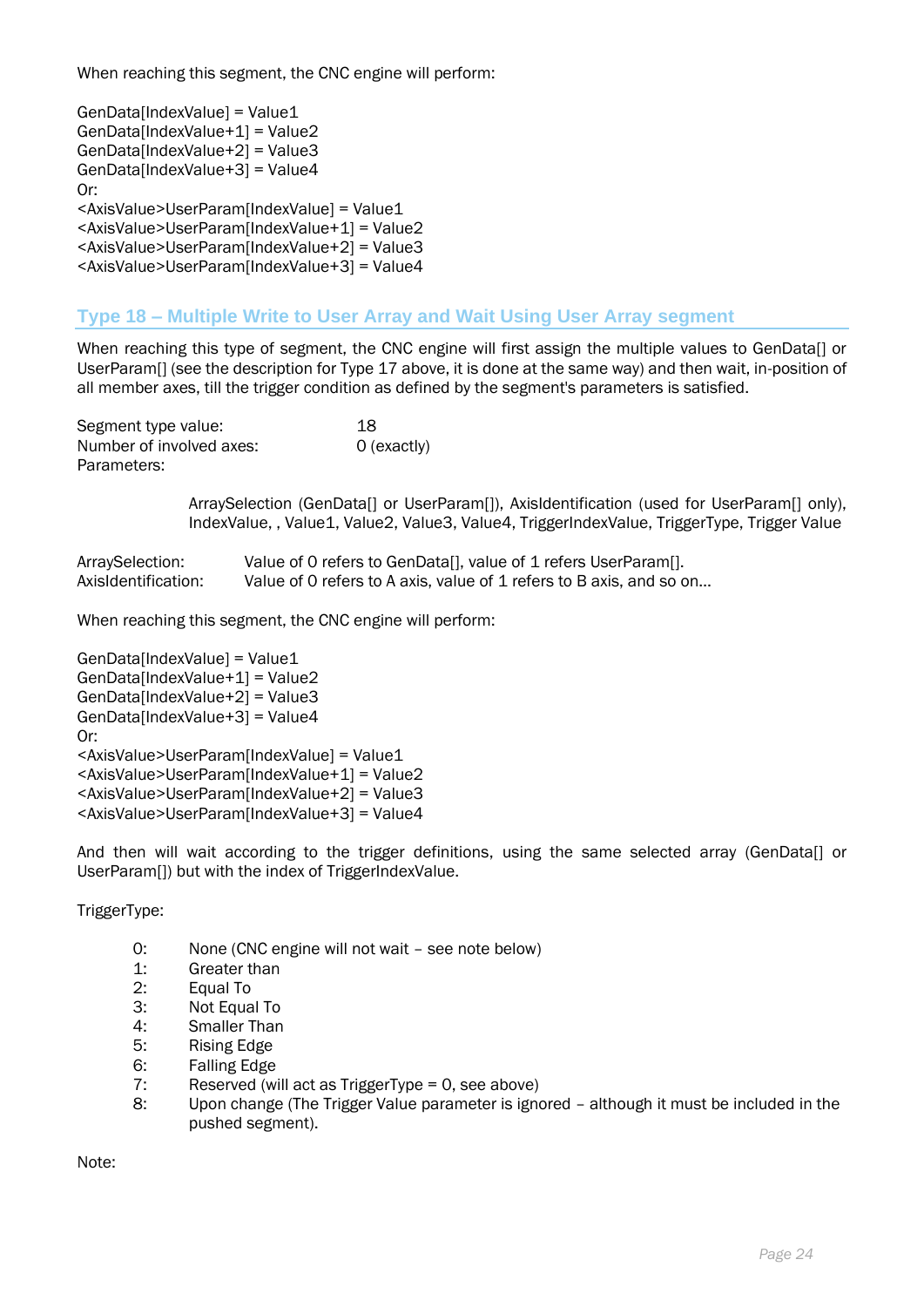When reaching this segment, the CNC engine will perform:

GenData[IndexValue] = Value1
GenData[IndexValue+1] = Value2
GenData[IndexValue+2] = Value3
GenData[IndexValue+3] = Value4
Or:
<AxisValue>UserParam[IndexValue] = Value1
<AxisValue>UserParam[IndexValue+1] = Value2
<AxisValue>UserParam[IndexValue+2] = Value3
<AxisValue>UserParam[IndexValue+3] = Value4

## Type 18 – Multiple Write to User Array and Wait Using User Array segment

When reaching this type of segment, the CNC engine will first assign the multiple values to GenData[] or UserParam[] (see the description for Type 17 above, it is done at the same way) and then wait, in-position of all member axes, till the trigger condition as defined by the segment's parameters is satisfied.

Segment type value: 18
Number of involved axes: 0 (exactly)
Parameters:

> ArraySelection (GenData[] or UserParam[]), AxisIdentification (used for UserParam[] only), IndexValue, , Value1, Value2, Value3, Value4, TriggerIndexValue, TriggerType, Trigger Value

ArraySelection: Value of 0 refers to GenData[], value of 1 refers UserParam[].
AxisIdentification: Value of 0 refers to A axis, value of 1 refers to B axis, and so on…

When reaching this segment, the CNC engine will perform:

GenData[IndexValue] = Value1
GenData[IndexValue+1] = Value2
GenData[IndexValue+2] = Value3
GenData[IndexValue+3] = Value4
Or:
<AxisValue>UserParam[IndexValue] = Value1
<AxisValue>UserParam[IndexValue+1] = Value2
<AxisValue>UserParam[IndexValue+2] = Value3
<AxisValue>UserParam[IndexValue+3] = Value4

And then will wait according to the trigger definitions, using the same selected array (GenData[] or UserParam[]) but with the index of TriggerIndexValue.

TriggerType:

- 0: None (CNC engine will not wait – see note below)
- 1: Greater than
- 2: Equal To
- 3: Not Equal To
- 4: Smaller Than
- 5: Rising Edge
- 6: Falling Edge
- 7: Reserved (will act as TriggerType = 0, see above)
- 8: Upon change (The Trigger Value parameter is ignored – although it must be included in the pushed segment).

Note: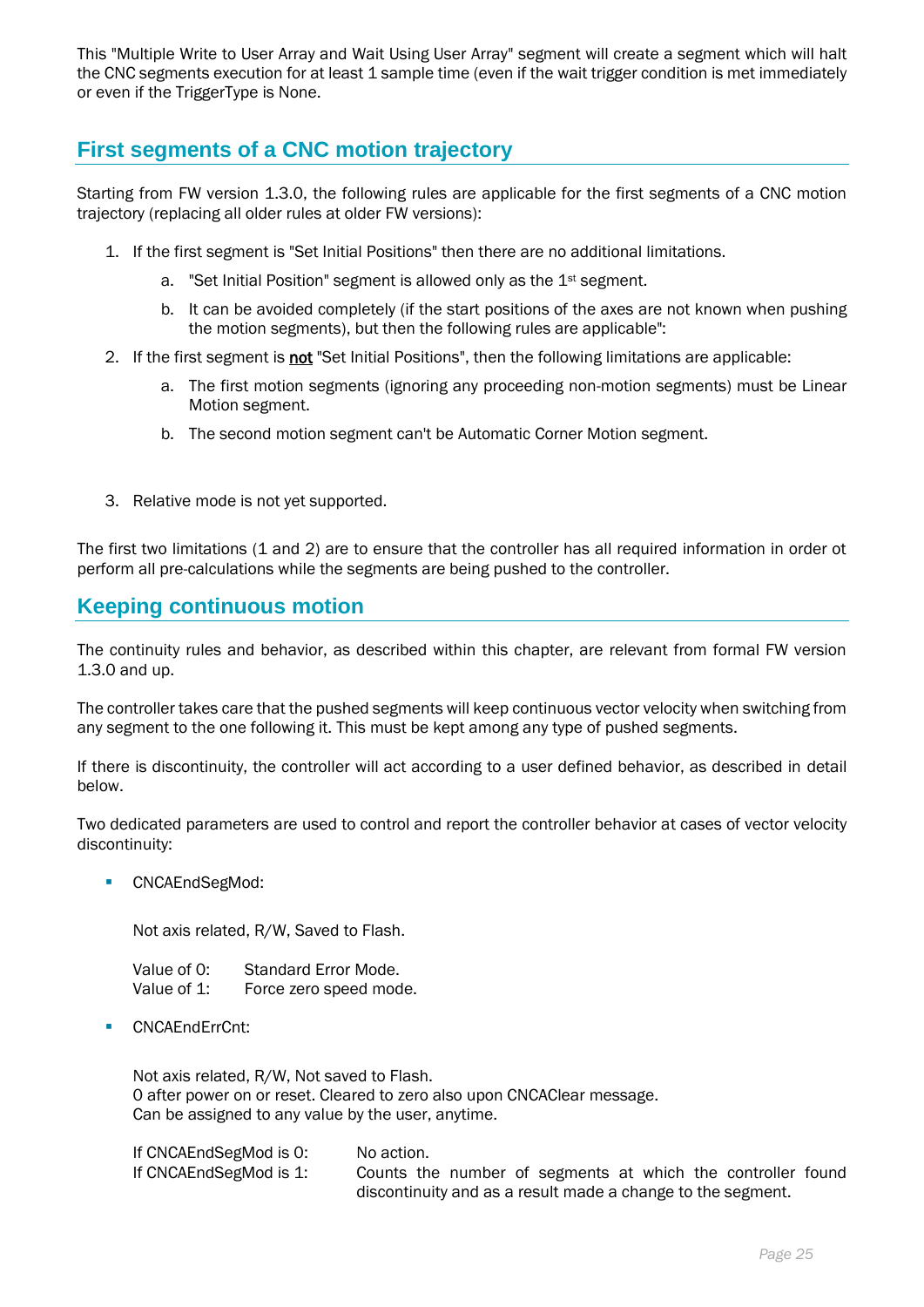This "Multiple Write to User Array and Wait Using User Array" segment will create a segment which will halt the CNC segments execution for at least 1 sample time (even if the wait trigger condition is met immediately or even if the TriggerType is None.

## First segments of a CNC motion trajectory

Starting from FW version 1.3.0, the following rules are applicable for the first segments of a CNC motion trajectory (replacing all older rules at older FW versions):

1. If the first segment is "Set Initial Positions" then there are no additional limitations.
   a. "Set Initial Position" segment is allowed only as the 1st segment.
   b. It can be avoided completely (if the start positions of the axes are not known when pushing the motion segments), but then the following rules are applicable":
2. If the first segment is **not** "Set Initial Positions", then the following limitations are applicable:
   a. The first motion segments (ignoring any proceeding non-motion segments) must be Linear Motion segment.
   b. The second motion segment can't be Automatic Corner Motion segment.

3. Relative mode is not yet supported.

The first two limitations (1 and 2) are to ensure that the controller has all required information in order ot perform all pre-calculations while the segments are being pushed to the controller.

## Keeping continuous motion

The continuity rules and behavior, as described within this chapter, are relevant from formal FW version 1.3.0 and up.

The controller takes care that the pushed segments will keep continuous vector velocity when switching from any segment to the one following it. This must be kept among any type of pushed segments.

If there is discontinuity, the controller will act according to a user defined behavior, as described in detail below.

Two dedicated parameters are used to control and report the controller behavior at cases of vector velocity discontinuity:

- CNCAEndSegMod:

  Not axis related, R/W, Saved to Flash.

  Value of 0: Standard Error Mode.
  Value of 1: Force zero speed mode.

- CNCAEndErrCnt:

  Not axis related, R/W, Not saved to Flash.
  0 after power on or reset. Cleared to zero also upon CNCAClear message.
  Can be assigned to any value by the user, anytime.

  If CNCAEndSegMod is 0: No action.
  If CNCAEndSegMod is 1: Counts the number of segments at which the controller found discontinuity and as a result made a change to the segment.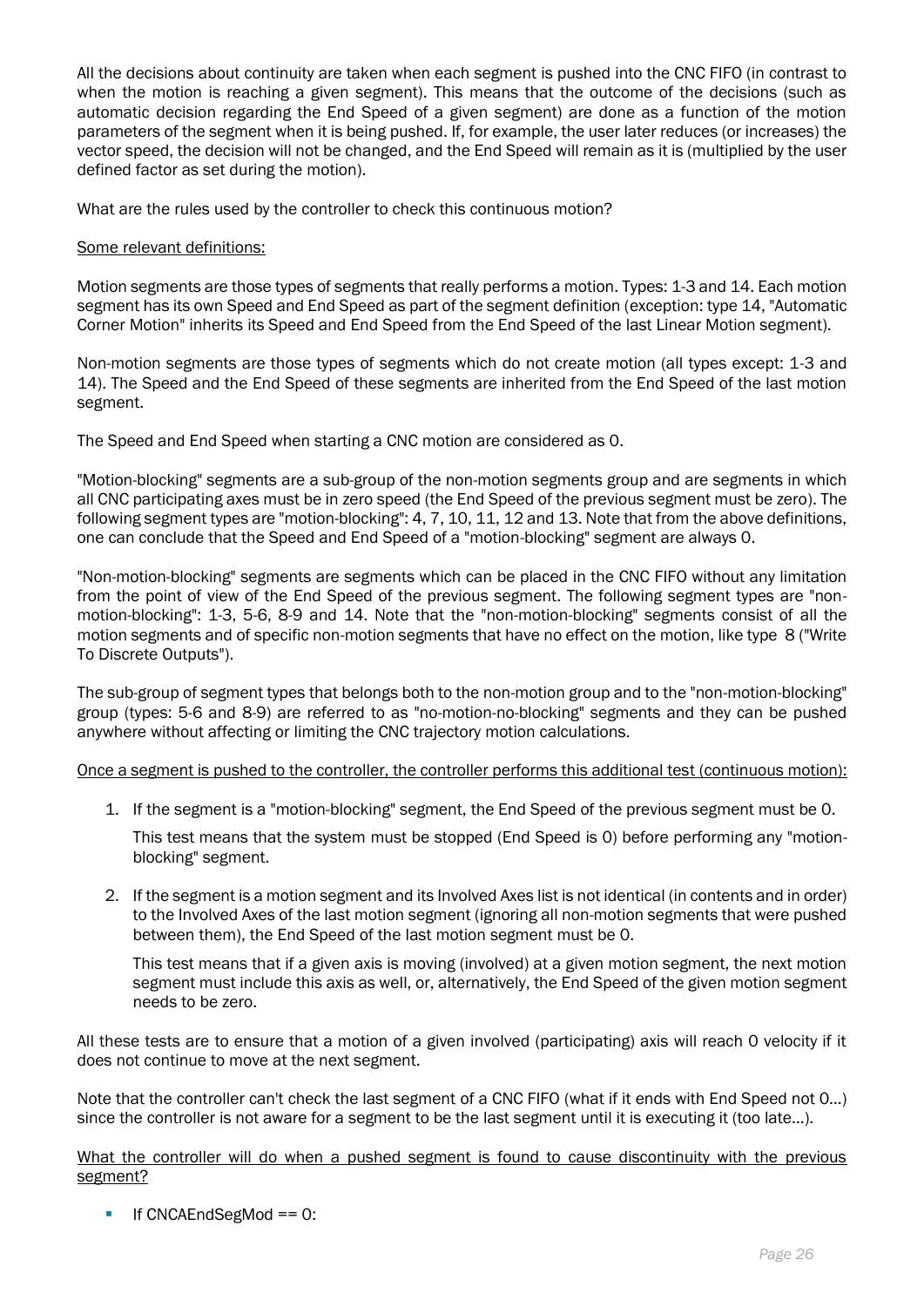All the decisions about continuity are taken when each segment is pushed into the CNC FIFO (in contrast to when the motion is reaching a given segment). This means that the outcome of the decisions (such as automatic decision regarding the End Speed of a given segment) are done as a function of the motion parameters of the segment when it is being pushed. If, for example, the user later reduces (or increases) the vector speed, the decision will not be changed, and the End Speed will remain as it is (multiplied by the user defined factor as set during the motion).

What are the rules used by the controller to check this continuous motion?

<u>Some relevant definitions:</u>

Motion segments are those types of segments that really performs a motion. Types: 1-3 and 14. Each motion segment has its own Speed and End Speed as part of the segment definition (exception: type 14, "Automatic Corner Motion" inherits its Speed and End Speed from the End Speed of the last Linear Motion segment).

Non-motion segments are those types of segments which do not create motion (all types except: 1-3 and 14). The Speed and the End Speed of these segments are inherited from the End Speed of the last motion segment.

The Speed and End Speed when starting a CNC motion are considered as 0.

"Motion-blocking" segments are a sub-group of the non-motion segments group and are segments in which all CNC participating axes must be in zero speed (the End Speed of the previous segment must be zero). The following segment types are "motion-blocking": 4, 7, 10, 11, 12 and 13. Note that from the above definitions, one can conclude that the Speed and End Speed of a "motion-blocking" segment are always 0.

"Non-motion-blocking" segments are segments which can be placed in the CNC FIFO without any limitation from the point of view of the End Speed of the previous segment. The following segment types are "non-motion-blocking": 1-3, 5-6, 8-9 and 14. Note that the "non-motion-blocking" segments consist of all the motion segments and of specific non-motion segments that have no effect on the motion, like type 8 ("Write To Discrete Outputs").

The sub-group of segment types that belongs both to the non-motion group and to the "non-motion-blocking" group (types: 5-6 and 8-9) are referred to as "no-motion-no-blocking" segments and they can be pushed anywhere without affecting or limiting the CNC trajectory motion calculations.

<u>Once a segment is pushed to the controller, the controller performs this additional test (continuous motion):</u>

1. If the segment is a "motion-blocking" segment, the End Speed of the previous segment must be 0.

   This test means that the system must be stopped (End Speed is 0) before performing any "motion-blocking" segment.

2. If the segment is a motion segment and its Involved Axes list is not identical (in contents and in order) to the Involved Axes of the last motion segment (ignoring all non-motion segments that were pushed between them), the End Speed of the last motion segment must be 0.

   This test means that if a given axis is moving (involved) at a given motion segment, the next motion segment must include this axis as well, or, alternatively, the End Speed of the given motion segment needs to be zero.

All these tests are to ensure that a motion of a given involved (participating) axis will reach 0 velocity if it does not continue to move at the next segment.

Note that the controller can't check the last segment of a CNC FIFO (what if it ends with End Speed not 0…) since the controller is not aware for a segment to be the last segment until it is executing it (too late…).

<u>What the controller will do when a pushed segment is found to cause discontinuity with the previous segment?</u>

- If CNCAEndSegMod == 0: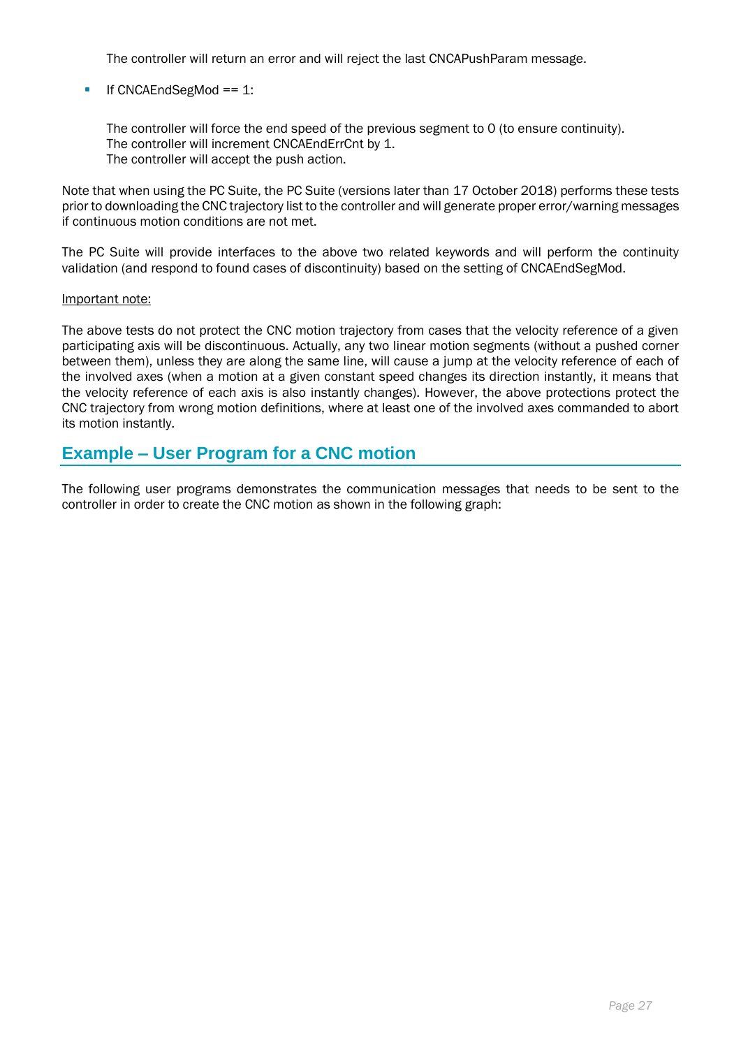The controller will return an error and will reject the last CNCAPushParam message.

- If CNCAEndSegMod == 1:

  The controller will force the end speed of the previous segment to 0 (to ensure continuity).
  The controller will increment CNCAEndErrCnt by 1.
  The controller will accept the push action.

Note that when using the PC Suite, the PC Suite (versions later than 17 October 2018) performs these tests prior to downloading the CNC trajectory list to the controller and will generate proper error/warning messages if continuous motion conditions are not met.

The PC Suite will provide interfaces to the above two related keywords and will perform the continuity validation (and respond to found cases of discontinuity) based on the setting of CNCAEndSegMod.

Important note:

The above tests do not protect the CNC motion trajectory from cases that the velocity reference of a given participating axis will be discontinuous. Actually, any two linear motion segments (without a pushed corner between them), unless they are along the same line, will cause a jump at the velocity reference of each of the involved axes (when a motion at a given constant speed changes its direction instantly, it means that the velocity reference of each axis is also instantly changes). However, the above protections protect the CNC trajectory from wrong motion definitions, where at least one of the involved axes commanded to abort its motion instantly.

## Example – User Program for a CNC motion

The following user programs demonstrates the communication messages that needs to be sent to the controller in order to create the CNC motion as shown in the following graph: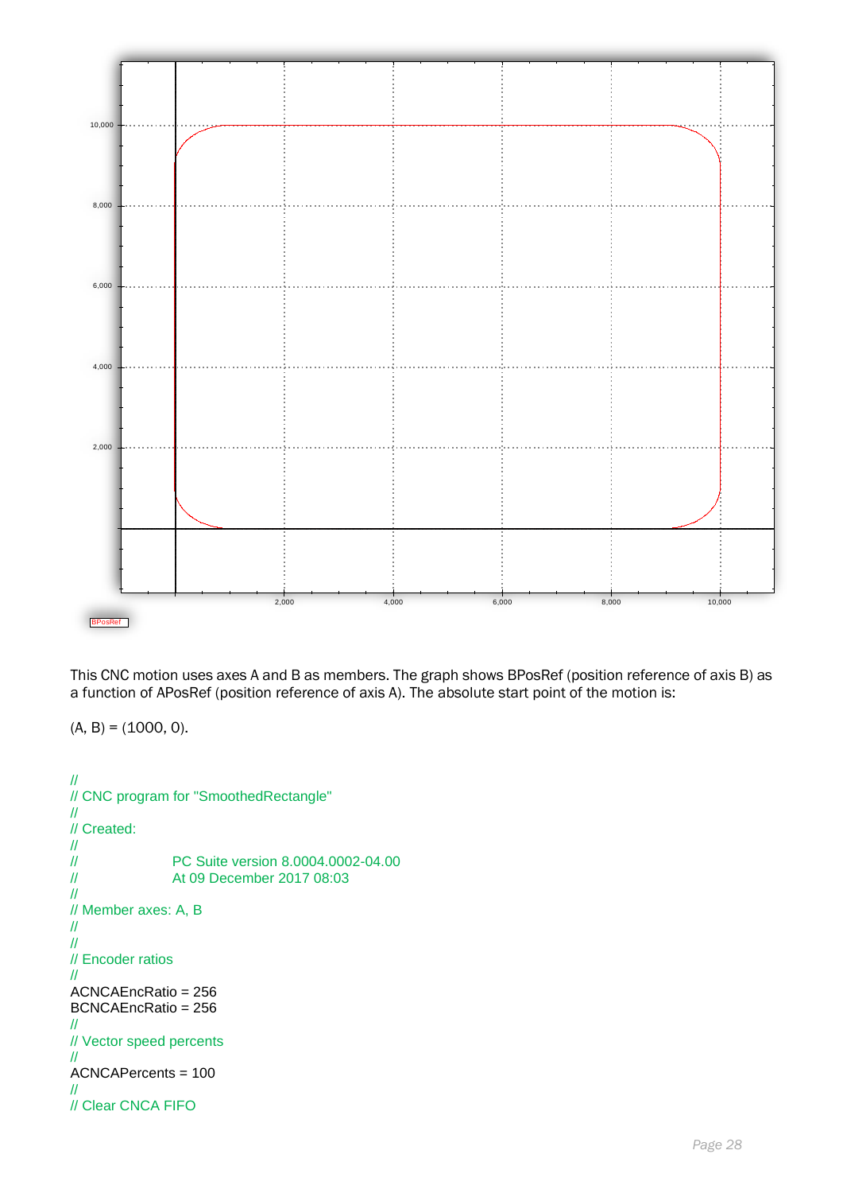This CNC motion uses axes A and B as members. The graph shows BPosRef (position reference of axis B) as a function of APosRef (position reference of axis A). The absolute start point of the motion is:

(A, B) = (1000, 0).

```
//
// CNC program for "SmoothedRectangle"
//
// Created:
//
//                    PC Suite version 8.0004.0002-04.00
//                    At 09 December 2017 08:03
//
// Member axes: A, B
//
//
// Encoder ratios
//
ACNCAEncRatio = 256
BCNCAEncRatio = 256
//
// Vector speed percents
//
ACNCAPercents = 100
//
// Clear CNCA FIFO
```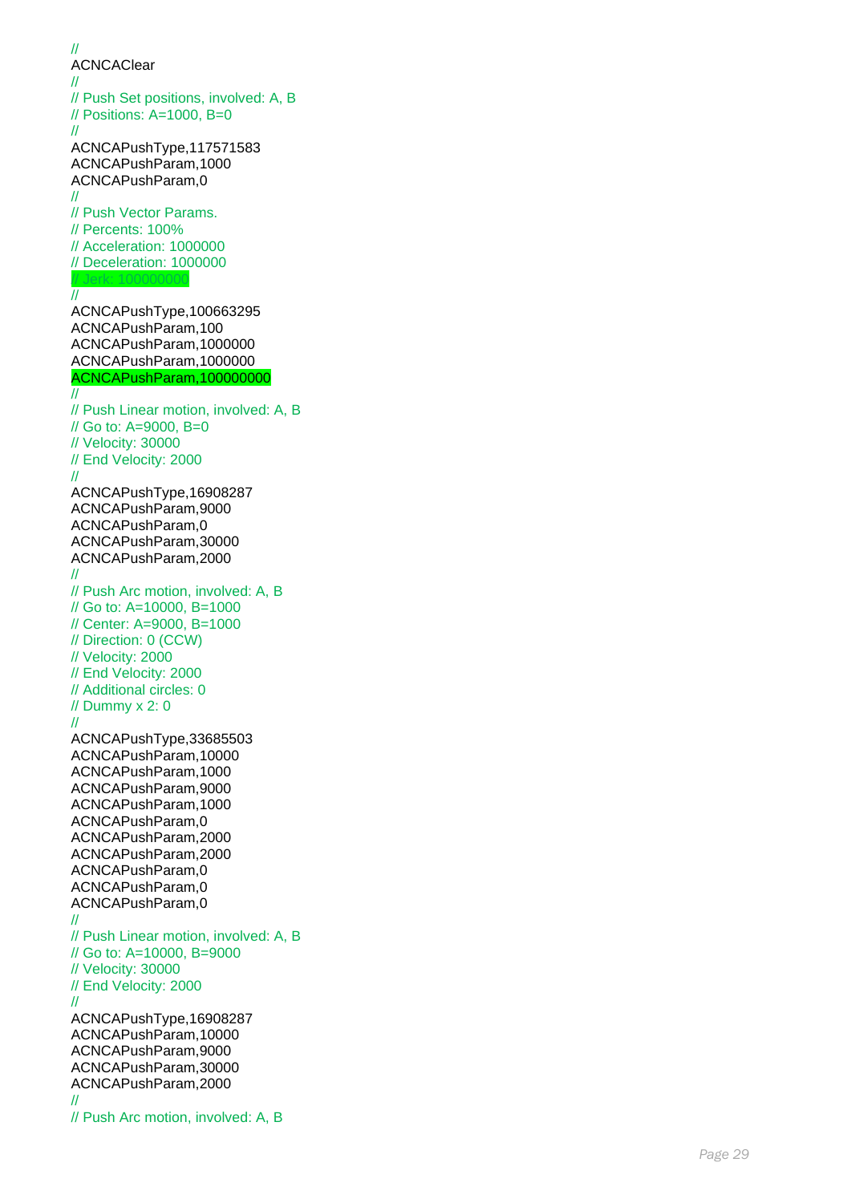```
//
ACNCAClear
//
// Push Set positions, involved: A, B
// Positions: A=1000, B=0
//
ACNCAPushType,117571583
ACNCAPushParam,1000
ACNCAPushParam,0
//
// Push Vector Params.
// Percents: 100%
// Acceleration: 1000000
// Deceleration: 1000000
// Jerk: 100000000
//
ACNCAPushType,100663295
ACNCAPushParam,100
ACNCAPushParam,1000000
ACNCAPushParam,1000000
ACNCAPushParam,100000000
//
// Push Linear motion, involved: A, B
// Go to: A=9000, B=0
// Velocity: 30000
// End Velocity: 2000
//
ACNCAPushType,16908287
ACNCAPushParam,9000
ACNCAPushParam,0
ACNCAPushParam,30000
ACNCAPushParam,2000
//
// Push Arc motion, involved: A, B
// Go to: A=10000, B=1000
// Center: A=9000, B=1000
// Direction: 0 (CCW)
// Velocity: 2000
// End Velocity: 2000
// Additional circles: 0
// Dummy x 2: 0
//
ACNCAPushType,33685503
ACNCAPushParam,10000
ACNCAPushParam,1000
ACNCAPushParam,9000
ACNCAPushParam,1000
ACNCAPushParam,0
ACNCAPushParam,2000
ACNCAPushParam,2000
ACNCAPushParam,0
ACNCAPushParam,0
ACNCAPushParam,0
//
// Push Linear motion, involved: A, B
// Go to: A=10000, B=9000
// Velocity: 30000
// End Velocity: 2000
//
ACNCAPushType,16908287
ACNCAPushParam,10000
ACNCAPushParam,9000
ACNCAPushParam,30000
ACNCAPushParam,2000
//
// Push Arc motion, involved: A, B
```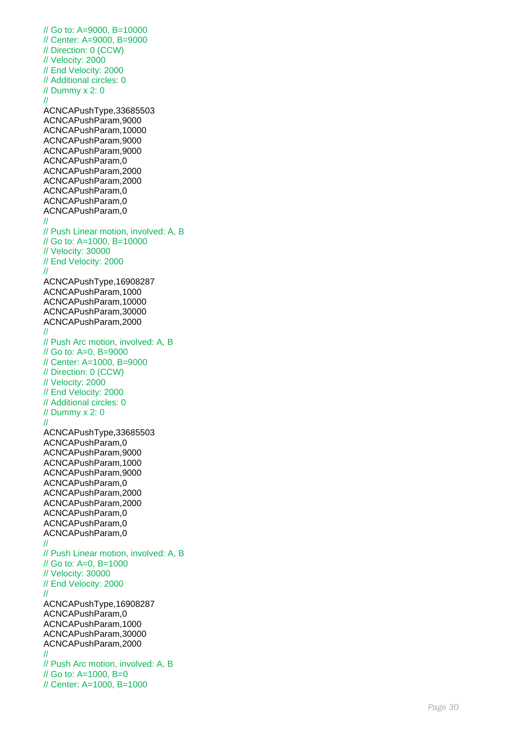```
// Go to: A=9000, B=10000
// Center: A=9000, B=9000
// Direction: 0 (CCW)
// Velocity: 2000
// End Velocity: 2000
// Additional circles: 0
// Dummy x 2: 0
//
ACNCAPushType,33685503
ACNCAPushParam,9000
ACNCAPushParam,10000
ACNCAPushParam,9000
ACNCAPushParam,9000
ACNCAPushParam,0
ACNCAPushParam,2000
ACNCAPushParam,2000
ACNCAPushParam,0
ACNCAPushParam,0
ACNCAPushParam,0
//
// Push Linear motion, involved: A, B
// Go to: A=1000, B=10000
// Velocity: 30000
// End Velocity: 2000
//
ACNCAPushType,16908287
ACNCAPushParam,1000
ACNCAPushParam,10000
ACNCAPushParam,30000
ACNCAPushParam,2000
//
// Push Arc motion, involved: A, B
// Go to: A=0, B=9000
// Center: A=1000, B=9000
// Direction: 0 (CCW)
// Velocity: 2000
// End Velocity: 2000
// Additional circles: 0
// Dummy x 2: 0
//
ACNCAPushType,33685503
ACNCAPushParam,0
ACNCAPushParam,9000
ACNCAPushParam,1000
ACNCAPushParam,9000
ACNCAPushParam,0
ACNCAPushParam,2000
ACNCAPushParam,2000
ACNCAPushParam,0
ACNCAPushParam,0
ACNCAPushParam,0
//
// Push Linear motion, involved: A, B
// Go to: A=0, B=1000
// Velocity: 30000
// End Velocity: 2000
//
ACNCAPushType,16908287
ACNCAPushParam,0
ACNCAPushParam,1000
ACNCAPushParam,30000
ACNCAPushParam,2000
//
// Push Arc motion, involved: A, B
// Go to: A=1000, B=0
// Center: A=1000, B=1000
```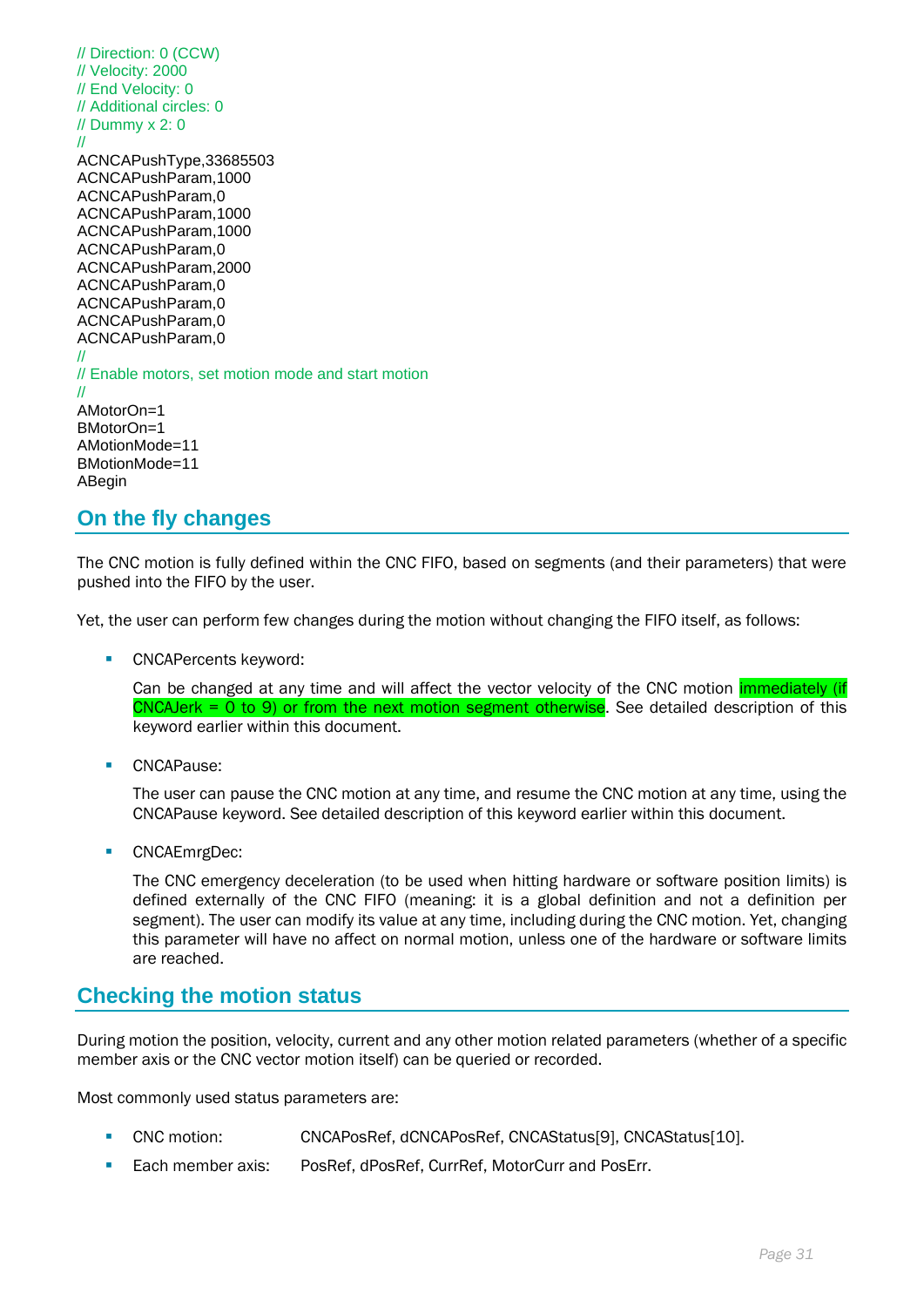```
// Direction: 0 (CCW)
// Velocity: 2000
// End Velocity: 0
// Additional circles: 0
// Dummy x 2: 0
//
ACNCAPushType,33685503
ACNCAPushParam,1000
ACNCAPushParam,0
ACNCAPushParam,1000
ACNCAPushParam,1000
ACNCAPushParam,0
ACNCAPushParam,2000
ACNCAPushParam,0
ACNCAPushParam,0
ACNCAPushParam,0
ACNCAPushParam,0
//
// Enable motors, set motion mode and start motion
//
AMotorOn=1
BMotorOn=1
AMotionMode=11
BMotionMode=11
ABegin
```

## On the fly changes

The CNC motion is fully defined within the CNC FIFO, based on segments (and their parameters) that were pushed into the FIFO by the user.

Yet, the user can perform few changes during the motion without changing the FIFO itself, as follows:

- CNCAPercents keyword:

  Can be changed at any time and will affect the vector velocity of the CNC motion immediately (if CNCAJerk = 0 to 9) or from the next motion segment otherwise. See detailed description of this keyword earlier within this document.

- CNCAPause:

  The user can pause the CNC motion at any time, and resume the CNC motion at any time, using the CNCAPause keyword. See detailed description of this keyword earlier within this document.

- CNCAEmrgDec:

  The CNC emergency deceleration (to be used when hitting hardware or software position limits) is defined externally of the CNC FIFO (meaning: it is a global definition and not a definition per segment). The user can modify its value at any time, including during the CNC motion. Yet, changing this parameter will have no affect on normal motion, unless one of the hardware or software limits are reached.

## Checking the motion status

During motion the position, velocity, current and any other motion related parameters (whether of a specific member axis or the CNC vector motion itself) can be queried or recorded.

Most commonly used status parameters are:

- CNC motion: CNCAPosRef, dCNCAPosRef, CNCAStatus[9], CNCAStatus[10].
- Each member axis: PosRef, dPosRef, CurrRef, MotorCurr and PosErr.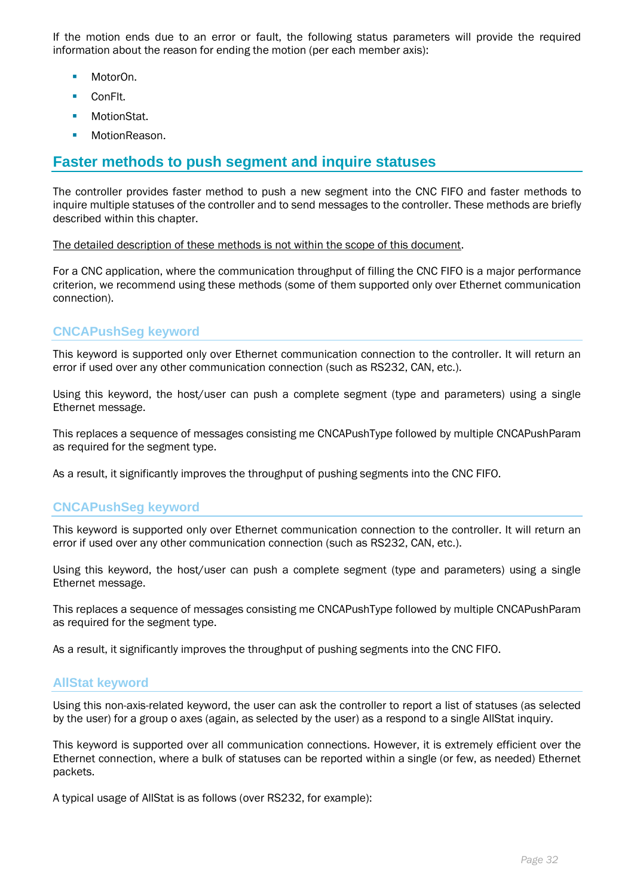If the motion ends due to an error or fault, the following status parameters will provide the required information about the reason for ending the motion (per each member axis):

- MotorOn.
- ConFlt.
- MotionStat.
- MotionReason.

## Faster methods to push segment and inquire statuses

The controller provides faster method to push a new segment into the CNC FIFO and faster methods to inquire multiple statuses of the controller and to send messages to the controller. These methods are briefly described within this chapter.

The detailed description of these methods is not within the scope of this document.

For a CNC application, where the communication throughput of filling the CNC FIFO is a major performance criterion, we recommend using these methods (some of them supported only over Ethernet communication connection).

### CNCAPushSeg keyword

This keyword is supported only over Ethernet communication connection to the controller. It will return an error if used over any other communication connection (such as RS232, CAN, etc.).

Using this keyword, the host/user can push a complete segment (type and parameters) using a single Ethernet message.

This replaces a sequence of messages consisting me CNCAPushType followed by multiple CNCAPushParam as required for the segment type.

As a result, it significantly improves the throughput of pushing segments into the CNC FIFO.

### CNCAPushSeg keyword

This keyword is supported only over Ethernet communication connection to the controller. It will return an error if used over any other communication connection (such as RS232, CAN, etc.).

Using this keyword, the host/user can push a complete segment (type and parameters) using a single Ethernet message.

This replaces a sequence of messages consisting me CNCAPushType followed by multiple CNCAPushParam as required for the segment type.

As a result, it significantly improves the throughput of pushing segments into the CNC FIFO.

### AllStat keyword

Using this non-axis-related keyword, the user can ask the controller to report a list of statuses (as selected by the user) for a group o axes (again, as selected by the user) as a respond to a single AllStat inquiry.

This keyword is supported over all communication connections. However, it is extremely efficient over the Ethernet connection, where a bulk of statuses can be reported within a single (or few, as needed) Ethernet packets.

A typical usage of AllStat is as follows (over RS232, for example):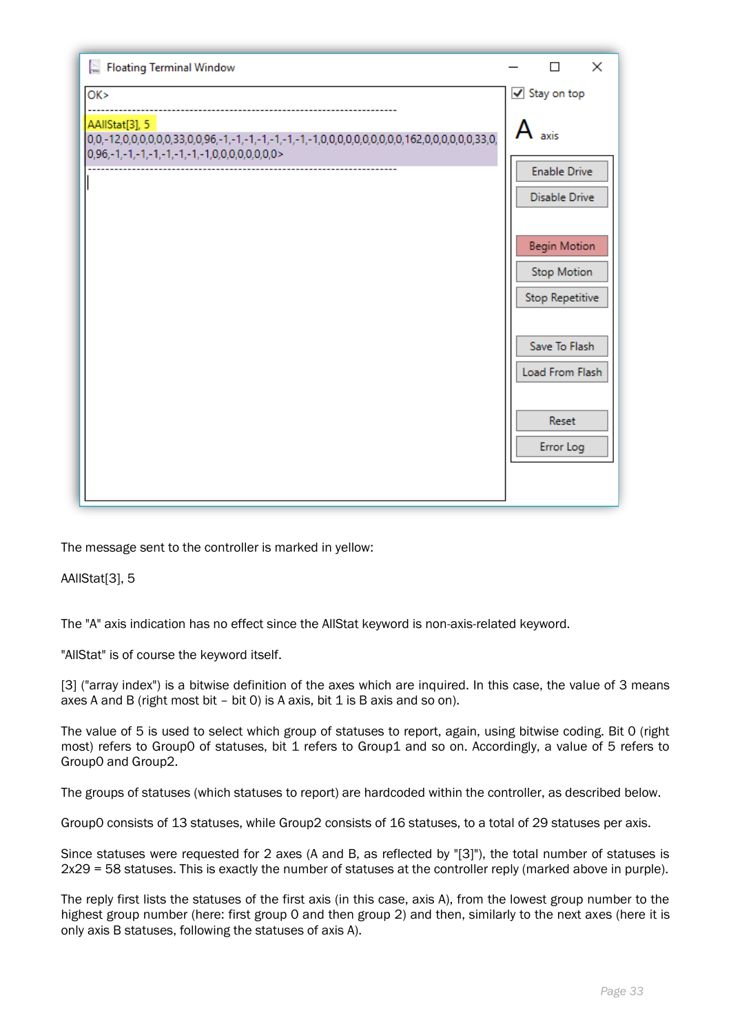```
OK>
-----------------------------------------------------------------------
AAllStat[3], 5
0,0,-12,0,0,0,0,0,0,33,0,0,96,-1,-1,-1,-1,-1,-1,-1,-1,0,0,0,0,0,0,0,0,0,0,162,0,0,0,0,0,0,33,0,
0,96,-1,-1,-1,-1,-1,-1,-1,-1,0,0,0,0,0,0,0,0>
-----------------------------------------------------------------------
```

The message sent to the controller is marked in yellow:

AAllStat[3], 5

The "A" axis indication has no effect since the AllStat keyword is non-axis-related keyword.

"AllStat" is of course the keyword itself.

[3] ("array index") is a bitwise definition of the axes which are inquired. In this case, the value of 3 means axes A and B (right most bit – bit 0) is A axis, bit 1 is B axis and so on).

The value of 5 is used to select which group of statuses to report, again, using bitwise coding. Bit 0 (right most) refers to Group0 of statuses, bit 1 refers to Group1 and so on. Accordingly, a value of 5 refers to Group0 and Group2.

The groups of statuses (which statuses to report) are hardcoded within the controller, as described below.

Group0 consists of 13 statuses, while Group2 consists of 16 statuses, to a total of 29 statuses per axis.

Since statuses were requested for 2 axes (A and B, as reflected by "[3]"), the total number of statuses is 2x29 = 58 statuses. This is exactly the number of statuses at the controller reply (marked above in purple).

The reply first lists the statuses of the first axis (in this case, axis A), from the lowest group number to the highest group number (here: first group 0 and then group 2) and then, similarly to the next axes (here it is only axis B statuses, following the statuses of axis A).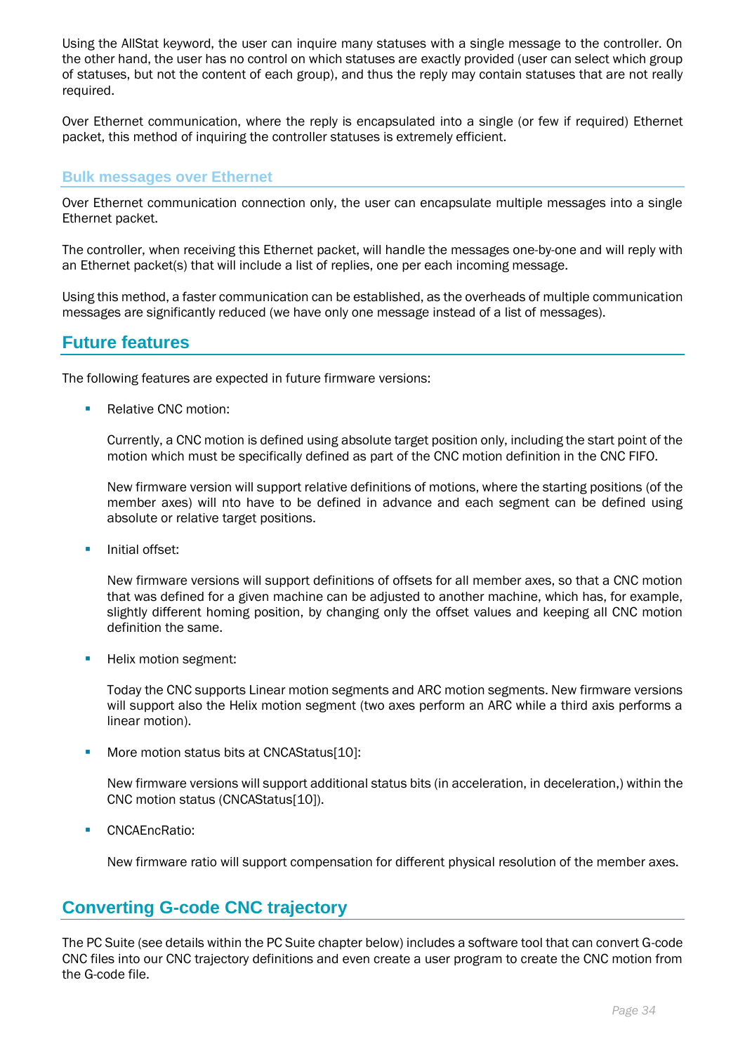Using the AllStat keyword, the user can inquire many statuses with a single message to the controller. On the other hand, the user has no control on which statuses are exactly provided (user can select which group of statuses, but not the content of each group), and thus the reply may contain statuses that are not really required.

Over Ethernet communication, where the reply is encapsulated into a single (or few if required) Ethernet packet, this method of inquiring the controller statuses is extremely efficient.

### Bulk messages over Ethernet

Over Ethernet communication connection only, the user can encapsulate multiple messages into a single Ethernet packet.

The controller, when receiving this Ethernet packet, will handle the messages one-by-one and will reply with an Ethernet packet(s) that will include a list of replies, one per each incoming message.

Using this method, a faster communication can be established, as the overheads of multiple communication messages are significantly reduced (we have only one message instead of a list of messages).

## Future features

The following features are expected in future firmware versions:

- Relative CNC motion:

  Currently, a CNC motion is defined using absolute target position only, including the start point of the motion which must be specifically defined as part of the CNC motion definition in the CNC FIFO.

  New firmware version will support relative definitions of motions, where the starting positions (of the member axes) will nto have to be defined in advance and each segment can be defined using absolute or relative target positions.

- Initial offset:

  New firmware versions will support definitions of offsets for all member axes, so that a CNC motion that was defined for a given machine can be adjusted to another machine, which has, for example, slightly different homing position, by changing only the offset values and keeping all CNC motion definition the same.

- Helix motion segment:

  Today the CNC supports Linear motion segments and ARC motion segments. New firmware versions will support also the Helix motion segment (two axes perform an ARC while a third axis performs a linear motion).

- More motion status bits at CNCAStatus[10]:

  New firmware versions will support additional status bits (in acceleration, in deceleration,) within the CNC motion status (CNCAStatus[10]).

- CNCAEncRatio:

  New firmware ratio will support compensation for different physical resolution of the member axes.

## Converting G-code CNC trajectory

The PC Suite (see details within the PC Suite chapter below) includes a software tool that can convert G-code CNC files into our CNC trajectory definitions and even create a user program to create the CNC motion from the G-code file.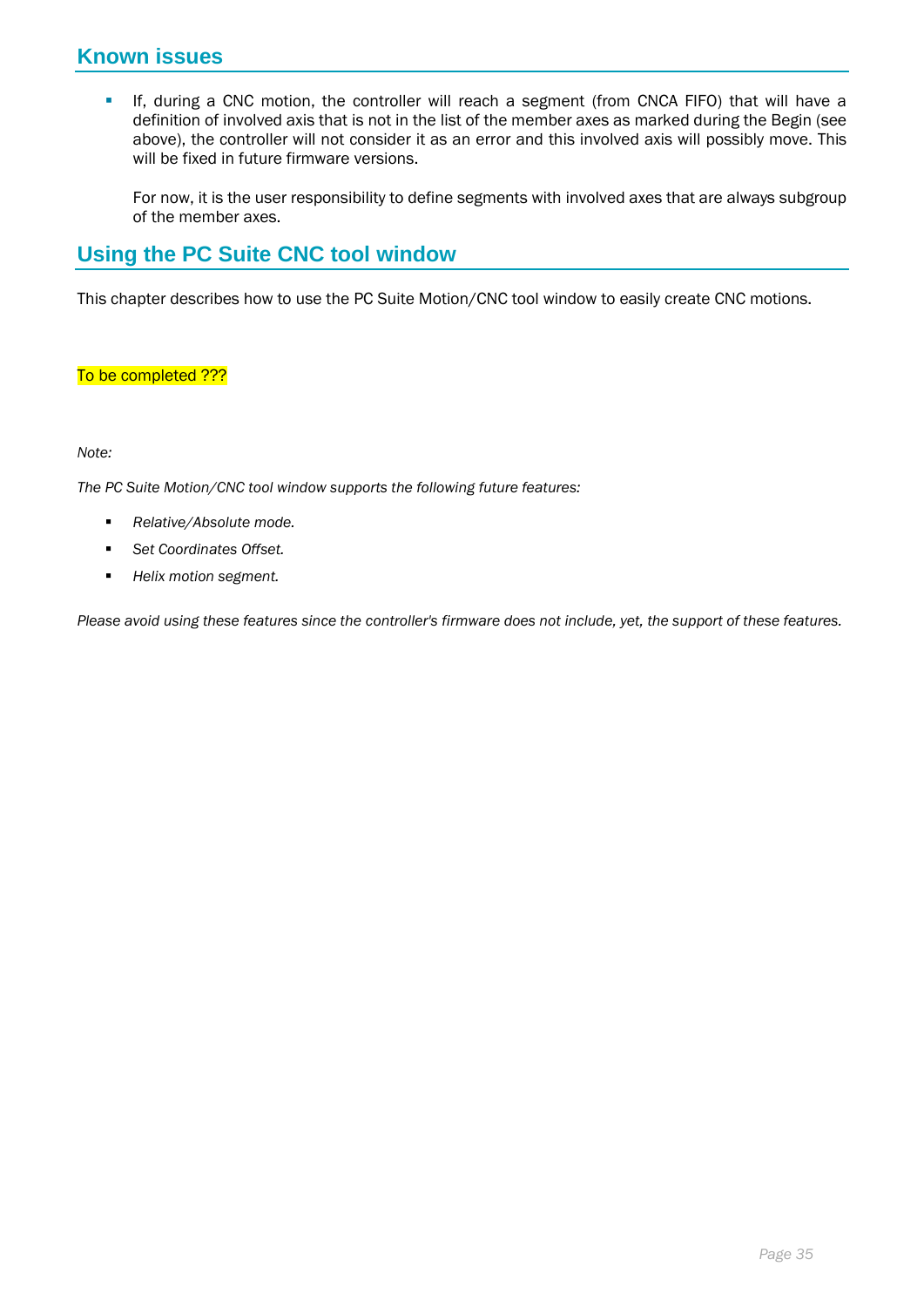## Known issues

- If, during a CNC motion, the controller will reach a segment (from CNCA FIFO) that will have a definition of involved axis that is not in the list of the member axes as marked during the Begin (see above), the controller will not consider it as an error and this involved axis will possibly move. This will be fixed in future firmware versions.

  For now, it is the user responsibility to define segments with involved axes that are always subgroup of the member axes.

## Using the PC Suite CNC tool window

This chapter describes how to use the PC Suite Motion/CNC tool window to easily create CNC motions.

To be completed ???

*Note:*

*The PC Suite Motion/CNC tool window supports the following future features:*

- *Relative/Absolute mode.*
- *Set Coordinates Offset.*
- *Helix motion segment.*

*Please avoid using these features since the controller's firmware does not include, yet, the support of these features.*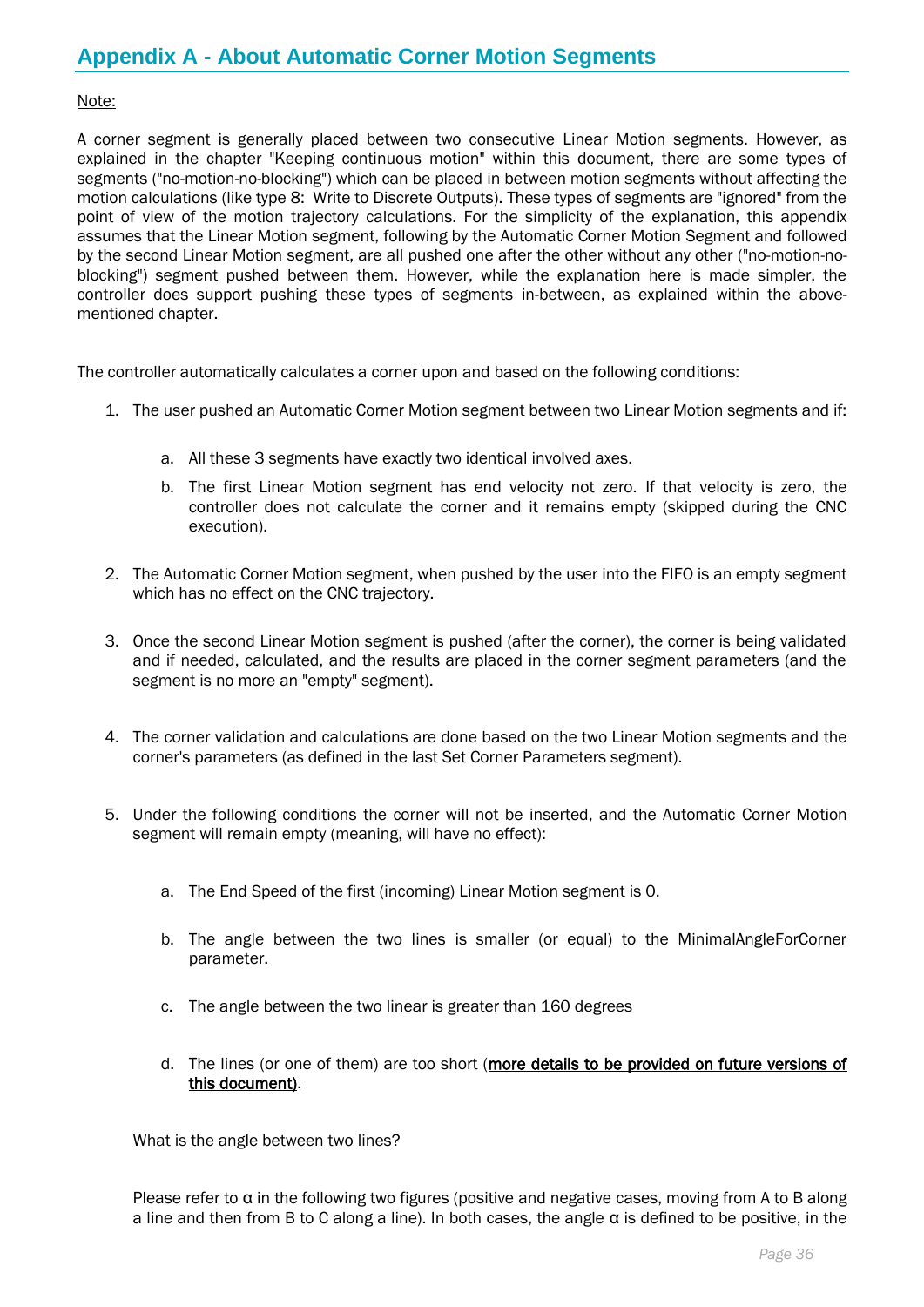## Appendix A - About Automatic Corner Motion Segments

Note:

A corner segment is generally placed between two consecutive Linear Motion segments. However, as explained in the chapter "Keeping continuous motion" within this document, there are some types of segments ("no-motion-no-blocking") which can be placed in between motion segments without affecting the motion calculations (like type 8: Write to Discrete Outputs). These types of segments are "ignored" from the point of view of the motion trajectory calculations. For the simplicity of the explanation, this appendix assumes that the Linear Motion segment, following by the Automatic Corner Motion Segment and followed by the second Linear Motion segment, are all pushed one after the other without any other ("no-motion-no-blocking") segment pushed between them. However, while the explanation here is made simpler, the controller does support pushing these types of segments in-between, as explained within the above-mentioned chapter.

The controller automatically calculates a corner upon and based on the following conditions:

1. The user pushed an Automatic Corner Motion segment between two Linear Motion segments and if:
   a. All these 3 segments have exactly two identical involved axes.
   b. The first Linear Motion segment has end velocity not zero. If that velocity is zero, the controller does not calculate the corner and it remains empty (skipped during the CNC execution).
2. The Automatic Corner Motion segment, when pushed by the user into the FIFO is an empty segment which has no effect on the CNC trajectory.
3. Once the second Linear Motion segment is pushed (after the corner), the corner is being validated and if needed, calculated, and the results are placed in the corner segment parameters (and the segment is no more an "empty" segment).
4. The corner validation and calculations are done based on the two Linear Motion segments and the corner's parameters (as defined in the last Set Corner Parameters segment).
5. Under the following conditions the corner will not be inserted, and the Automatic Corner Motion segment will remain empty (meaning, will have no effect):
   a. The End Speed of the first (incoming) Linear Motion segment is 0.
   b. The angle between the two lines is smaller (or equal) to the MinimalAngleForCorner parameter.
   c. The angle between the two linear is greater than 160 degrees
   d. The lines (or one of them) are too short (**more details to be provided on future versions of this document)**.

   What is the angle between two lines?

   Please refer to α in the following two figures (positive and negative cases, moving from A to B along a line and then from B to C along a line). In both cases, the angle α is defined to be positive, in the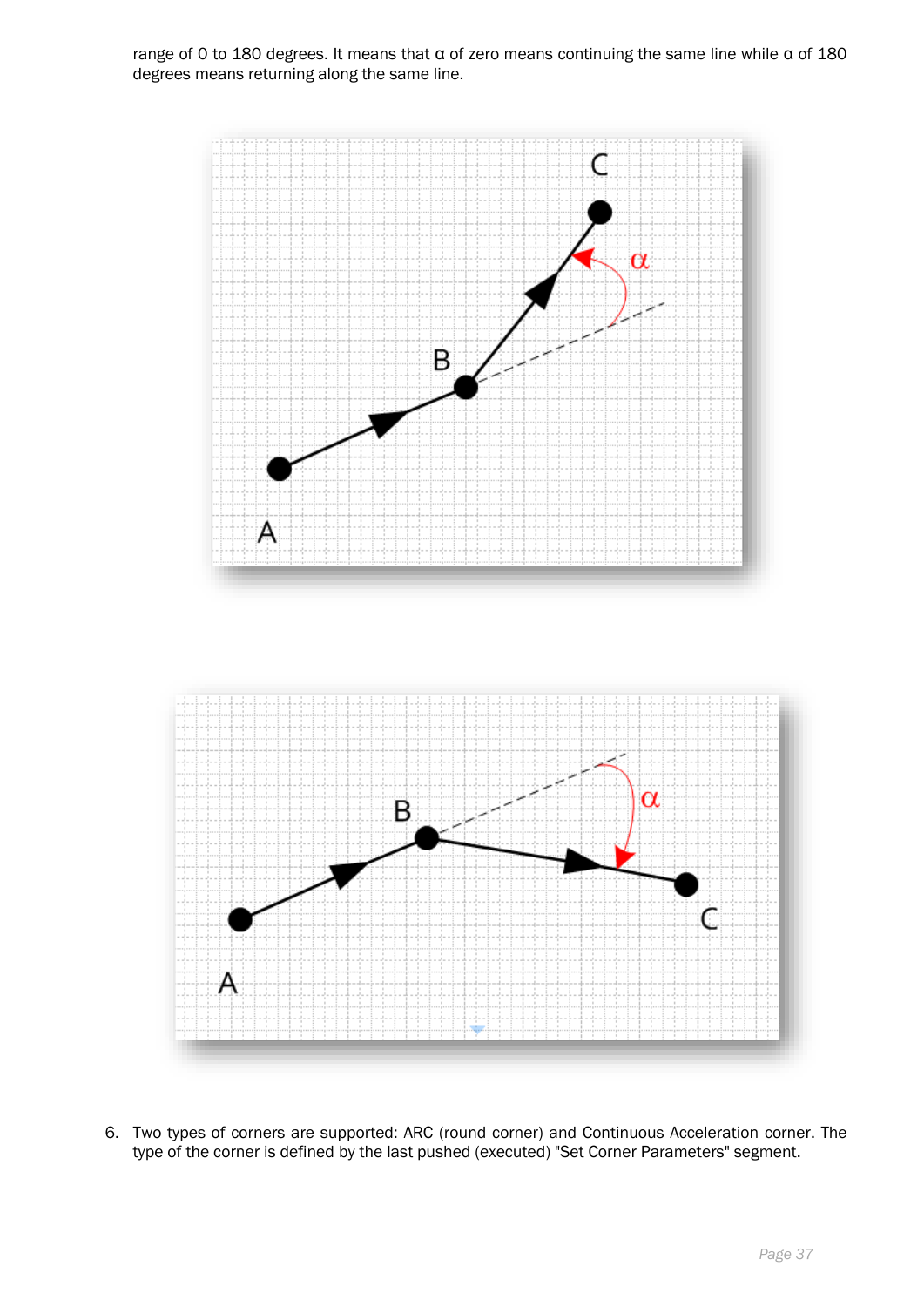range of 0 to 180 degrees. It means that α of zero means continuing the same line while α of 180 degrees means returning along the same line.

6. Two types of corners are supported: ARC (round corner) and Continuous Acceleration corner. The type of the corner is defined by the last pushed (executed) "Set Corner Parameters" segment.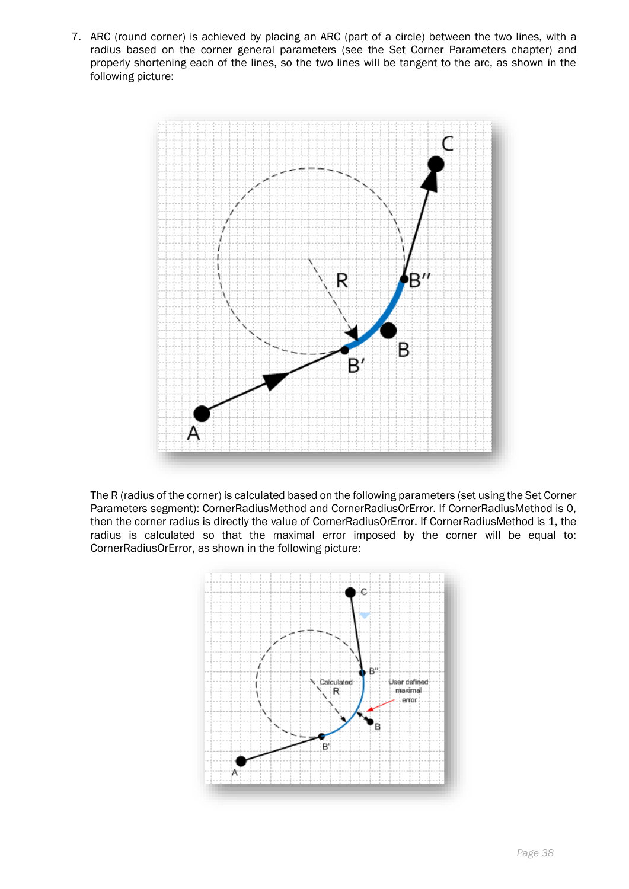7. ARC (round corner) is achieved by placing an ARC (part of a circle) between the two lines, with a radius based on the corner general parameters (see the Set Corner Parameters chapter) and properly shortening each of the lines, so the two lines will be tangent to the arc, as shown in the following picture:

   The R (radius of the corner) is calculated based on the following parameters (set using the Set Corner Parameters segment): CornerRadiusMethod and CornerRadiusOrError. If CornerRadiusMethod is 0, then the corner radius is directly the value of CornerRadiusOrError. If CornerRadiusMethod is 1, the radius is calculated so that the maximal error imposed by the corner will be equal to: CornerRadiusOrError, as shown in the following picture: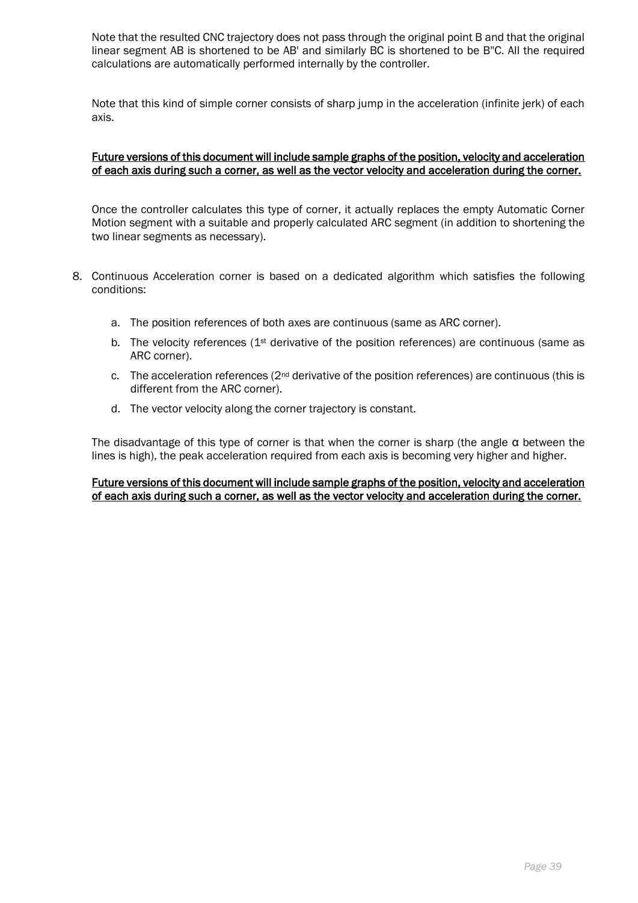Note that the resulted CNC trajectory does not pass through the original point B and that the original linear segment AB is shortened to be AB' and similarly BC is shortened to be B"C. All the required calculations are automatically performed internally by the controller.

Note that this kind of simple corner consists of sharp jump in the acceleration (infinite jerk) of each axis.

<u>Future versions of this document will include sample graphs of the position, velocity and acceleration of each axis during such a corner, as well as the vector velocity and acceleration during the corner.</u>

Once the controller calculates this type of corner, it actually replaces the empty Automatic Corner Motion segment with a suitable and properly calculated ARC segment (in addition to shortening the two linear segments as necessary).

8. Continuous Acceleration corner is based on a dedicated algorithm which satisfies the following conditions:

   a. The position references of both axes are continuous (same as ARC corner).

   b. The velocity references (1st derivative of the position references) are continuous (same as ARC corner).

   c. The acceleration references (2nd derivative of the position references) are continuous (this is different from the ARC corner).

   d. The vector velocity along the corner trajectory is constant.

   The disadvantage of this type of corner is that when the corner is sharp (the angle $\alpha$ between the lines is high), the peak acceleration required from each axis is becoming very higher and higher.

   <u>Future versions of this document will include sample graphs of the position, velocity and acceleration of each axis during such a corner, as well as the vector velocity and acceleration during the corner.</u>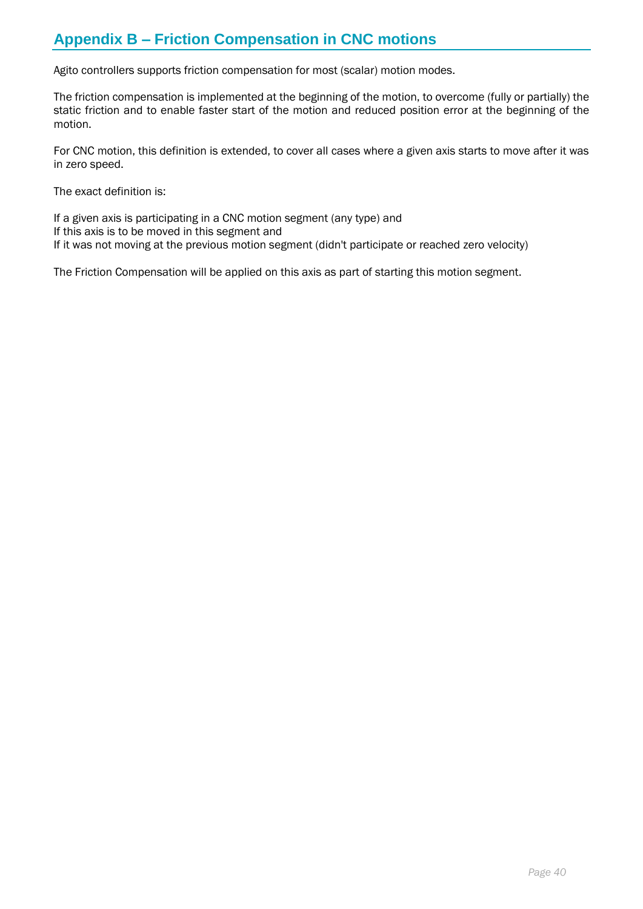## Appendix B – Friction Compensation in CNC motions

Agito controllers supports friction compensation for most (scalar) motion modes.

The friction compensation is implemented at the beginning of the motion, to overcome (fully or partially) the static friction and to enable faster start of the motion and reduced position error at the beginning of the motion.

For CNC motion, this definition is extended, to cover all cases where a given axis starts to move after it was in zero speed.

The exact definition is:

If a given axis is participating in a CNC motion segment (any type) and
If this axis is to be moved in this segment and
If it was not moving at the previous motion segment (didn't participate or reached zero velocity)

The Friction Compensation will be applied on this axis as part of starting this motion segment.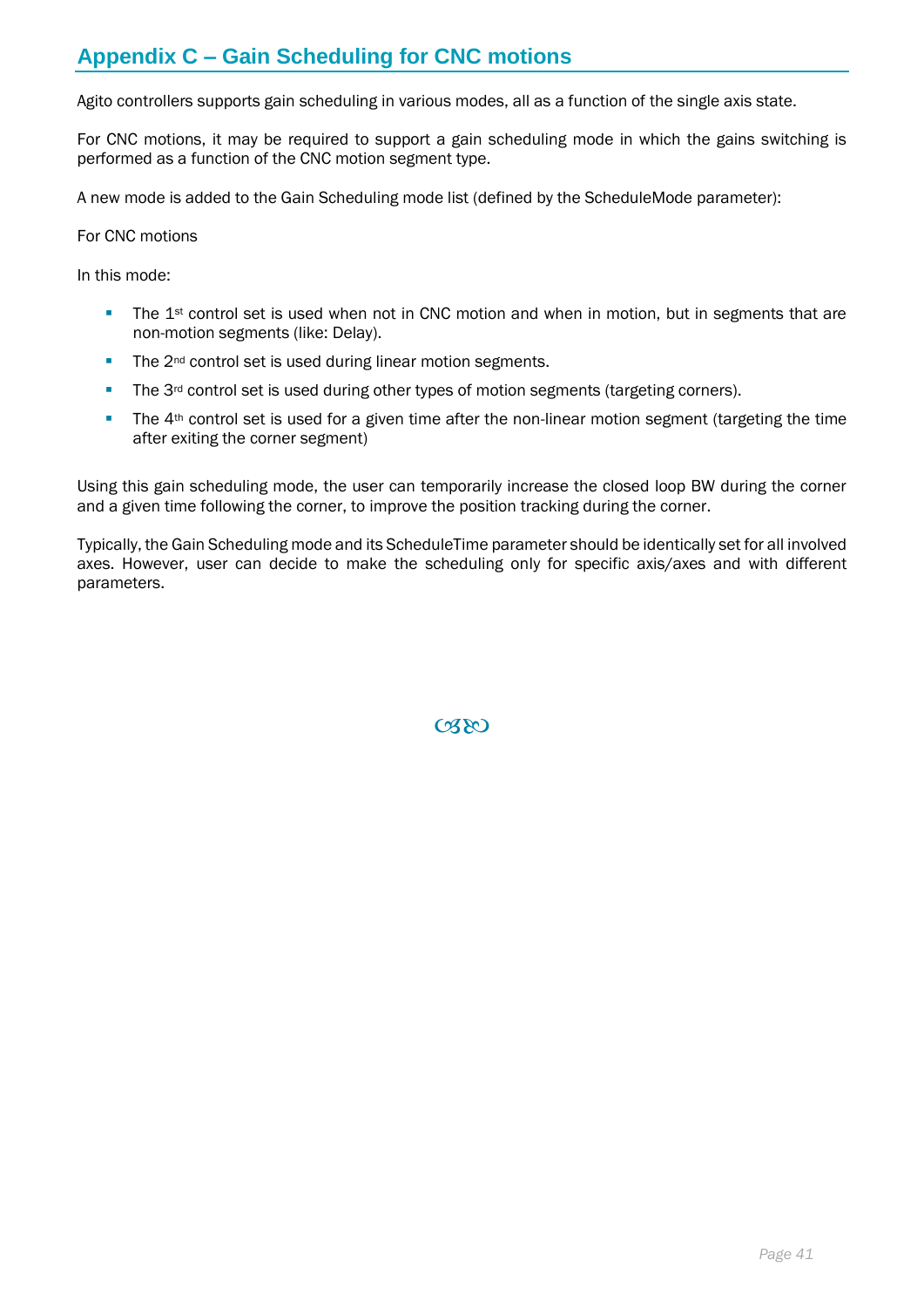# Appendix C – Gain Scheduling for CNC motions

Agito controllers supports gain scheduling in various modes, all as a function of the single axis state.

For CNC motions, it may be required to support a gain scheduling mode in which the gains switching is performed as a function of the CNC motion segment type.

A new mode is added to the Gain Scheduling mode list (defined by the ScheduleMode parameter):

For CNC motions

In this mode:

- The 1st control set is used when not in CNC motion and when in motion, but in segments that are non-motion segments (like: Delay).
- The 2nd control set is used during linear motion segments.
- The 3rd control set is used during other types of motion segments (targeting corners).
- The 4th control set is used for a given time after the non-linear motion segment (targeting the time after exiting the corner segment)

Using this gain scheduling mode, the user can temporarily increase the closed loop BW during the corner and a given time following the corner, to improve the position tracking during the corner.

Typically, the Gain Scheduling mode and its ScheduleTime parameter should be identically set for all involved axes. However, user can decide to make the scheduling only for specific axis/axes and with different parameters.